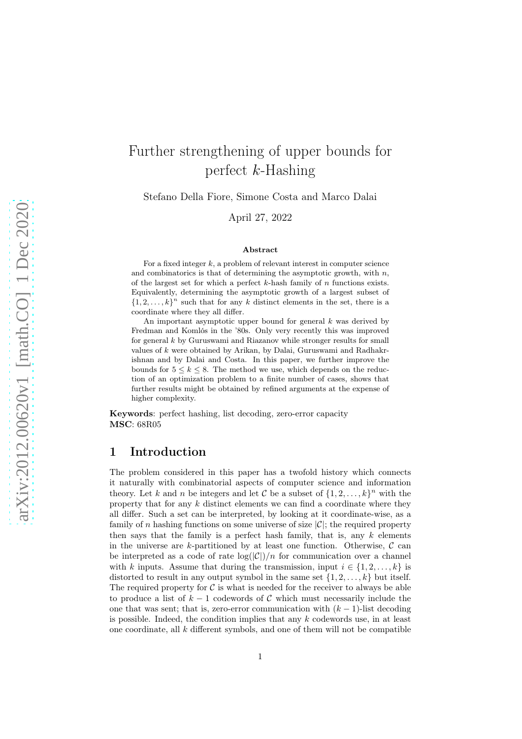# Further strengthening of upper bounds for perfect $k$-Hashing

Stefano Della Fiore, Simone Costa and Marco Dalai

April 27, 2022

### Abstract

For a fixed integer $k$, a problem of relevant interest in computer science and combinatorics is that of determining the asymptotic growth, with $n$, of the largest set for which a perfect $k$-hash family of $n$ functions exists. Equivalently, determining the asymptotic growth of a largest subset of $\{1, 2, \ldots, k\}^n$ such that for any $k$ distinct elements in the set, there is a coordinate where they all differ.

An important asymptotic upper bound for general $k$ was derived by Fredman and Komlós in the '80s. Only very recently this was improved for general $k$ by Guruswami and Riazanov while stronger results for small values of $k$ were obtained by Arikan, by Dalai, Guruswami and Radhakrishnan and by Dalai and Costa. In this paper, we further improve the bounds for $5 \leq k \leq 8$. The method we use, which depends on the reduction of an optimization problem to a finite number of cases, shows that further results might be obtained by refined arguments at the expense of higher complexity.

**Keywords**: perfect hashing, list decoding, zero-error capacity
**MSC**: 68R05

## 1 Introduction

The problem considered in this paper has a twofold history which connects it naturally with combinatorial aspects of computer science and information theory. Let $k$ and $n$ be integers and let $\mathcal{C}$ be a subset of $\{1, 2, \ldots, k\}^n$ with the property that for any $k$ distinct elements we can find a coordinate where they all differ. Such a set can be interpreted, by looking at it coordinate-wise, as a family of $n$ hashing functions on some universe of size $|\mathcal{C}|$; the required property then says that the family is a perfect hash family, that is, any $k$ elements in the universe are $k$-partitioned by at least one function. Otherwise, $\mathcal{C}$ can be interpreted as a code of rate $\log(|\mathcal{C}|)/n$ for communication over a channel with $k$ inputs. Assume that during the transmission, input $i \in \{1, 2, \ldots, k\}$ is distorted to result in any output symbol in the same set $\{1, 2, \ldots, k\}$ but itself. The required property for $\mathcal{C}$ is what is needed for the receiver to always be able to produce a list of $k - 1$ codewords of $\mathcal{C}$ which must necessarily include the one that was sent; that is, zero-error communication with $(k - 1)$-list decoding is possible. Indeed, the condition implies that any $k$ codewords use, in at least one coordinate, all $k$ different symbols, and one of them will not be compatible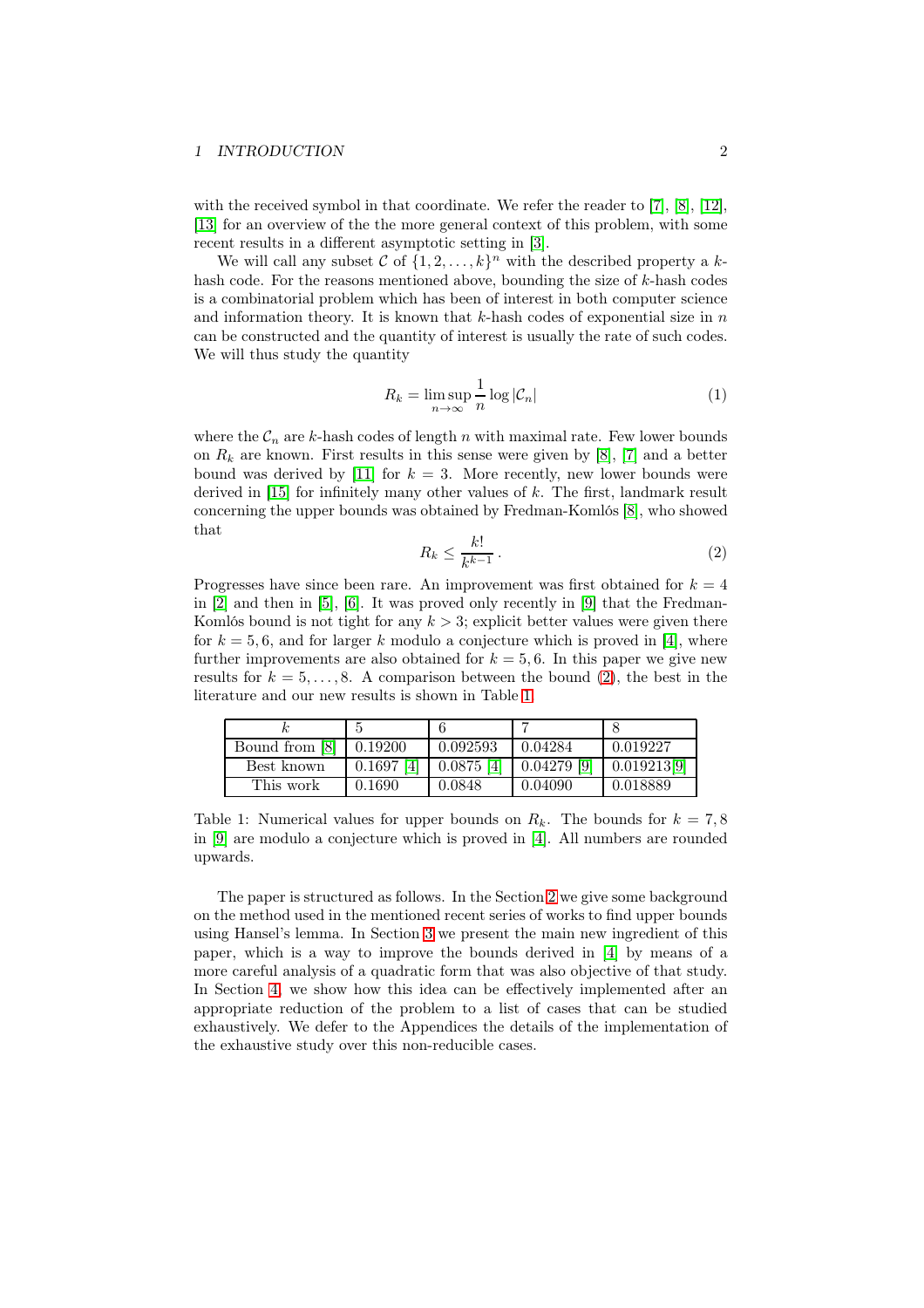with the received symbol in that coordinate. We refer the reader to [7], [8], [12], [13] for an overview of the the more general context of this problem, with some recent results in a different asymptotic setting in [3].

We will call any subset $\mathcal{C}$ of $\{1, 2, \ldots, k\}^n$ with the described property a $k$-hash code. For the reasons mentioned above, bounding the size of $k$-hash codes is a combinatorial problem which has been of interest in both computer science and information theory. It is known that $k$-hash codes of exponential size in $n$ can be constructed and the quantity of interest is usually the rate of such codes. We will thus study the quantity

$$R_k = \limsup_{n\to\infty} \frac{1}{n} \log |\mathcal{C}_n| \tag{1}$$

where the $\mathcal{C}_n$ are $k$-hash codes of length $n$ with maximal rate. Few lower bounds on $R_k$ are known. First results in this sense were given by [8], [7] and a better bound was derived by [11] for $k = 3$. More recently, new lower bounds were derived in [15] for infinitely many other values of $k$. The first, landmark result concerning the upper bounds was obtained by Fredman-Komlós [8], who showed that

$$R_k \leq \frac{k!}{k^{k-1}}. \tag{2}$$

Progresses have since been rare. An improvement was first obtained for $k = 4$ in [2] and then in [5], [6]. It was proved only recently in [9] that the Fredman-Komlós bound is not tight for any $k > 3$; explicit better values were given there for $k = 5, 6$, and for larger $k$ modulo a conjecture which is proved in [4], where further improvements are also obtained for $k = 5, 6$. In this paper we give new results for $k = 5, \ldots, 8$. A comparison between the bound (2), the best in the literature and our new results is shown in Table 1.

| $k$ | 5 | 6 | 7 | 8 |
|---|---|---|---|---|
| Bound from [8] | 0.19200 | 0.092593 | 0.04284 | 0.019227 |
| Best known | 0.1697 [4] | 0.0875 [4] | 0.04279 [9] | 0.019213[9] |
| This work | 0.1690 | 0.0848 | 0.04090 | 0.018889 |

Table 1: Numerical values for upper bounds on $R_k$. The bounds for $k = 7, 8$ in [9] are modulo a conjecture which is proved in [4]. All numbers are rounded upwards.

The paper is structured as follows. In the Section 2 we give some background on the method used in the mentioned recent series of works to find upper bounds using Hansel's lemma. In Section 3 we present the main new ingredient of this paper, which is a way to improve the bounds derived in [4] by means of a more careful analysis of a quadratic form that was also objective of that study. In Section 4, we show how this idea can be effectively implemented after an appropriate reduction of the problem to a list of cases that can be studied exhaustively. We defer to the Appendices the details of the implementation of the exhaustive study over this non-reducible cases.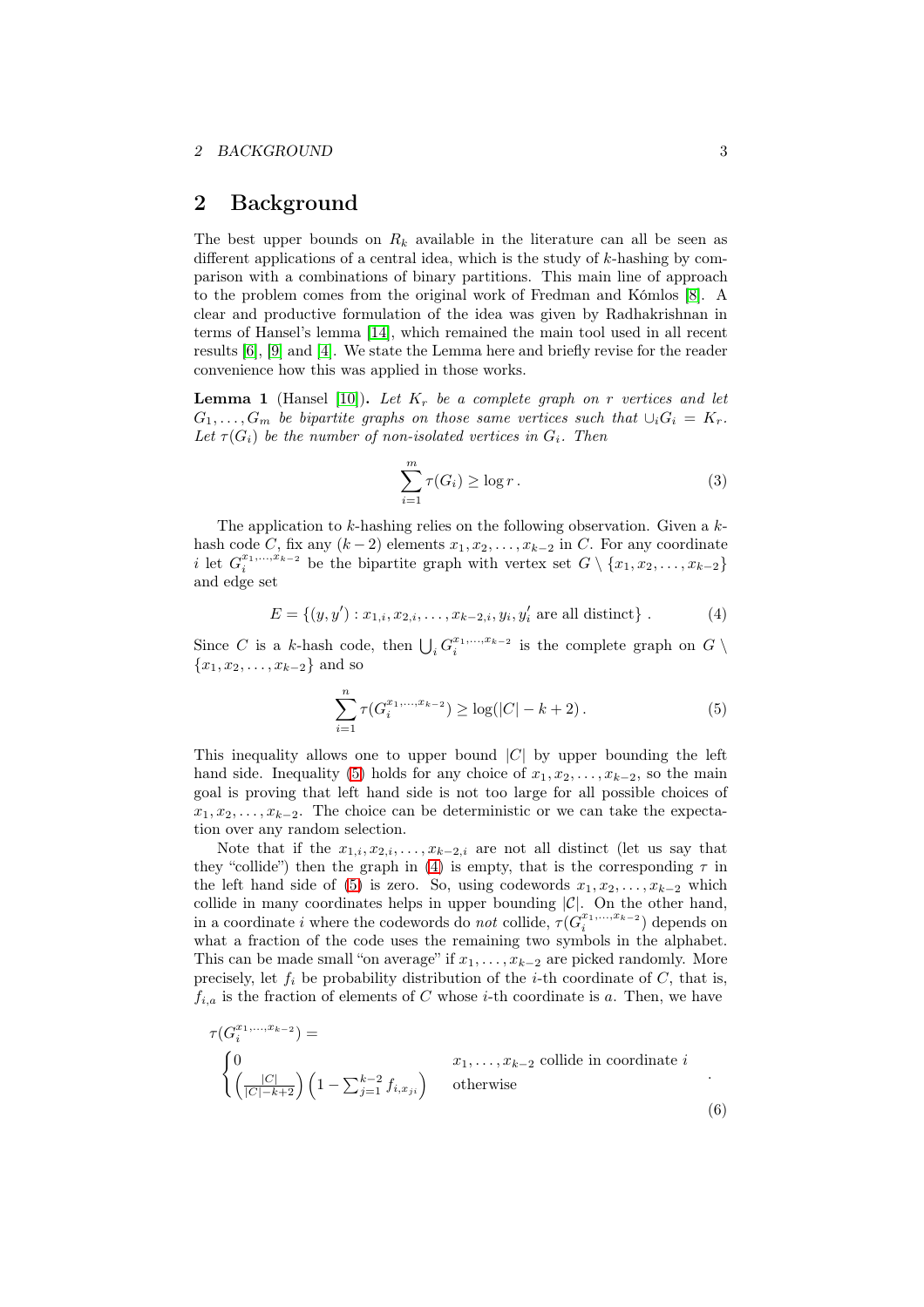## 2 Background

The best upper bounds on $R_k$ available in the literature can all be seen as different applications of a central idea, which is the study of $k$-hashing by comparison with a combinations of binary partitions. This main line of approach to the problem comes from the original work of Fredman and Kómlos [8]. A clear and productive formulation of the idea was given by Radhakrishnan in terms of Hansel's lemma [14], which remained the main tool used in all recent results [6], [9] and [4]. We state the Lemma here and briefly revise for the reader convenience how this was applied in those works.

**Lemma 1** (Hansel [10]). *Let $K_r$ be a complete graph on $r$ vertices and let $G_1, \ldots, G_m$ be bipartite graphs on those same vertices such that $\cup_i G_i = K_r$. Let $\tau(G_i)$ be the number of non-isolated vertices in $G_i$. Then*

$$\sum_{i=1}^{m} \tau(G_i) \geq \log r \,. \tag{3}$$

The application to $k$-hashing relies on the following observation. Given a $k$-hash code $C$, fix any $(k-2)$ elements $x_1, x_2, \ldots, x_{k-2}$ in $C$. For any coordinate $i$ let $G_i^{x_1,\ldots,x_{k-2}}$ be the bipartite graph with vertex set $G \setminus \{x_1, x_2, \ldots, x_{k-2}\}$ and edge set

$$E = \{(y, y') : x_{1,i}, x_{2,i}, \ldots, x_{k-2,i}, y_i, y'_i \text{ are all distinct}\} \,. \tag{4}$$

Since $C$ is a $k$-hash code, then $\bigcup_i G_i^{x_1,\ldots,x_{k-2}}$ is the complete graph on $G \setminus \{x_1, x_2, \ldots, x_{k-2}\}$ and so

$$\sum_{i=1}^{n} \tau(G_i^{x_1,\ldots,x_{k-2}}) \geq \log(|C| - k + 2) \,. \tag{5}$$

This inequality allows one to upper bound $|C|$ by upper bounding the left hand side. Inequality (5) holds for any choice of $x_1, x_2, \ldots, x_{k-2}$, so the main goal is proving that left hand side is not too large for all possible choices of $x_1, x_2, \ldots, x_{k-2}$. The choice can be deterministic or we can take the expectation over any random selection.

Note that if the $x_{1,i}, x_{2,i}, \ldots, x_{k-2,i}$ are not all distinct (let us say that they "collide") then the graph in (4) is empty, that is the corresponding $\tau$ in the left hand side of (5) is zero. So, using codewords $x_1, x_2, \ldots, x_{k-2}$ which collide in many coordinates helps in upper bounding $|\mathcal{C}|$. On the other hand, in a coordinate $i$ where the codewords do *not* collide, $\tau(G_i^{x_1,\ldots,x_{k-2}})$ depends on what a fraction of the code uses the remaining two symbols in the alphabet. This can be made small "on average" if $x_1, \ldots, x_{k-2}$ are picked randomly. More precisely, let $f_i$ be probability distribution of the $i$-th coordinate of $C$, that is, $f_{i,a}$ is the fraction of elements of $C$ whose $i$-th coordinate is $a$. Then, we have

$$\tau(G_i^{x_1,\ldots,x_{k-2}}) = \begin{cases} 0 & x_1, \ldots, x_{k-2} \text{ collide in coordinate } i \\ \left(\frac{|C|}{|C|-k+2}\right)\left(1 - \sum_{j=1}^{k-2} f_{i,x_{ji}}\right) & \text{otherwise} \end{cases} \,. \tag{6}$$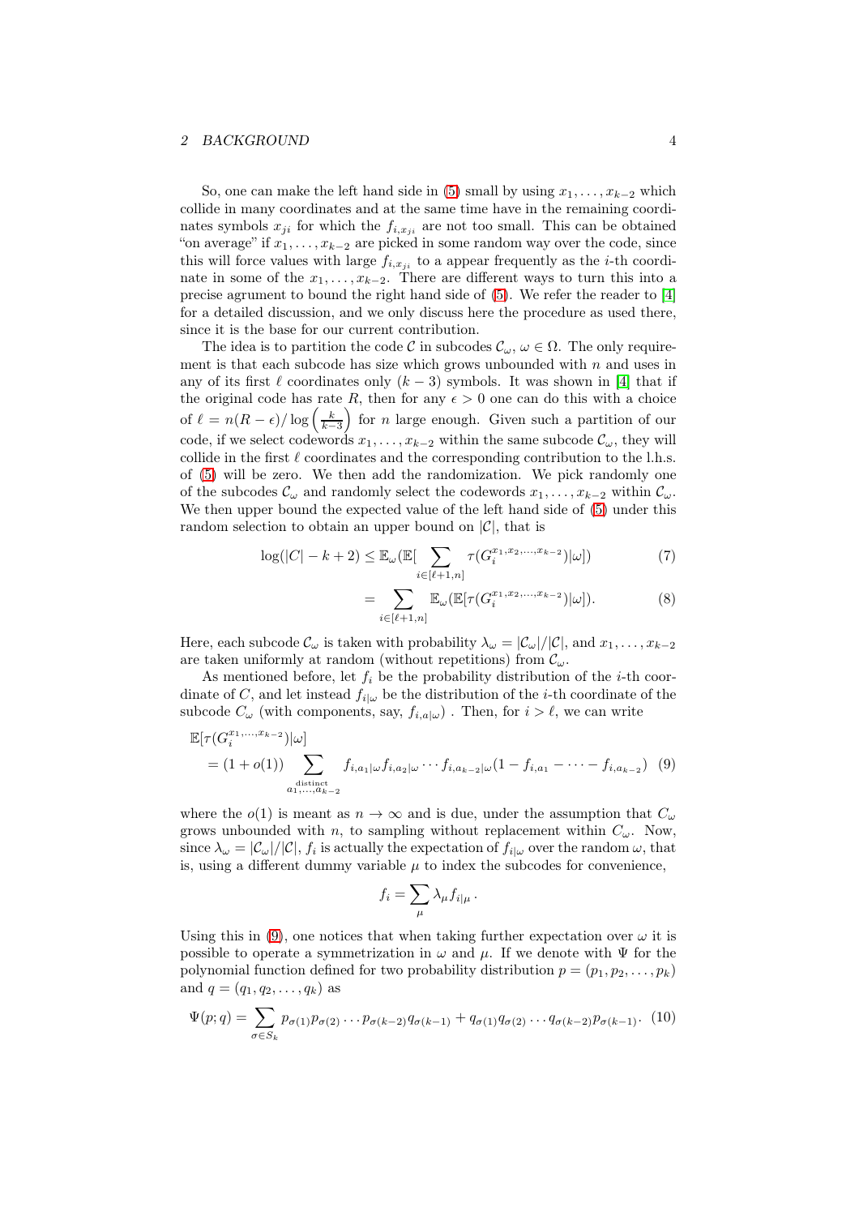So, one can make the left hand side in (5) small by using $x_1, \ldots, x_{k-2}$ which collide in many coordinates and at the same time have in the remaining coordinates symbols $x_{ji}$ for which the $f_{i,x_{ji}}$ are not too small. This can be obtained "on average" if $x_1, \ldots, x_{k-2}$ are picked in some random way over the code, since this will force values with large $f_{i,x_{ji}}$ to a appear frequently as the $i$-th coordinate in some of the $x_1, \ldots, x_{k-2}$. There are different ways to turn this into a precise agrument to bound the right hand side of (5). We refer the reader to [4] for a detailed discussion, and we only discuss here the procedure as used there, since it is the base for our current contribution.

The idea is to partition the code $\mathcal{C}$ in subcodes $\mathcal{C}_\omega$, $\omega \in \Omega$. The only requirement is that each subcode has size which grows unbounded with $n$ and uses in any of its first $\ell$ coordinates only $(k-3)$ symbols. It was shown in [4] that if the original code has rate $R$, then for any $\epsilon > 0$ one can do this with a choice of $\ell = n(R-\epsilon)/\log\left(\frac{k}{k-3}\right)$ for $n$ large enough. Given such a partition of our code, if we select codewords $x_1, \ldots, x_{k-2}$ within the same subcode $\mathcal{C}_\omega$, they will collide in the first $\ell$ coordinates and the corresponding contribution to the l.h.s. of (5) will be zero. We then add the randomization. We pick randomly one of the subcodes $\mathcal{C}_\omega$ and randomly select the codewords $x_1, \ldots, x_{k-2}$ within $\mathcal{C}_\omega$. We then upper bound the expected value of the left hand side of (5) under this random selection to obtain an upper bound on $|\mathcal{C}|$, that is

$$
\begin{aligned}
\log(|C|-k+2) &\leq \mathbb{E}_\omega(\mathbb{E}[\sum_{i\in[\ell+1,n]} \tau(G_i^{x_1,x_2,\ldots,x_{k-2}})|\omega]) &(7)\\
&= \sum_{i\in[\ell+1,n]} \mathbb{E}_\omega(\mathbb{E}[\tau(G_i^{x_1,x_2,\ldots,x_{k-2}})|\omega]). &(8)
\end{aligned}
$$

Here, each subcode $\mathcal{C}_\omega$ is taken with probability $\lambda_\omega = |\mathcal{C}_\omega|/|\mathcal{C}|$, and $x_1, \ldots, x_{k-2}$ are taken uniformly at random (without repetitions) from $\mathcal{C}_\omega$.

As mentioned before, let $f_i$ be the probability distribution of the $i$-th coordinate of $C$, and let instead $f_{i|\omega}$ be the distribution of the $i$-th coordinate of the subcode $C_\omega$ (with components, say, $f_{i,a|\omega}$) . Then, for $i > \ell$, we can write

$$
\begin{aligned}
&\mathbb{E}[\tau(G_i^{x_1,\ldots,x_{k-2}})|\omega] \\
&\quad = (1+o(1)) \sum_{\substack{\text{distinct}\\ a_1,\ldots,a_{k-2}}} f_{i,a_1|\omega} f_{i,a_2|\omega} \cdots f_{i,a_{k-2}|\omega}(1-f_{i,a_1}-\cdots-f_{i,a_{k-2}}) \quad (9)
\end{aligned}
$$

where the $o(1)$ is meant as $n \to \infty$ and is due, under the assumption that $C_\omega$ grows unbounded with $n$, to sampling without replacement within $C_\omega$. Now, since $\lambda_\omega = |\mathcal{C}_\omega|/|\mathcal{C}|$, $f_i$ is actually the expectation of $f_{i|\omega}$ over the random $\omega$, that is, using a different dummy variable $\mu$ to index the subcodes for convenience,

$$
f_i = \sum_\mu \lambda_\mu f_{i|\mu}\,.
$$

Using this in (9), one notices that when taking further expectation over $\omega$ it is possible to operate a symmetrization in $\omega$ and $\mu$. If we denote with $\Psi$ for the polynomial function defined for two probability distribution $p = (p_1, p_2, \ldots, p_k)$ and $q = (q_1, q_2, \ldots, q_k)$ as

$$
\Psi(p;q) = \sum_{\sigma\in S_k} p_{\sigma(1)}p_{\sigma(2)}\cdots p_{\sigma(k-2)}q_{\sigma(k-1)} + q_{\sigma(1)}q_{\sigma(2)}\cdots q_{\sigma(k-2)}p_{\sigma(k-1)}. \quad (10)
$$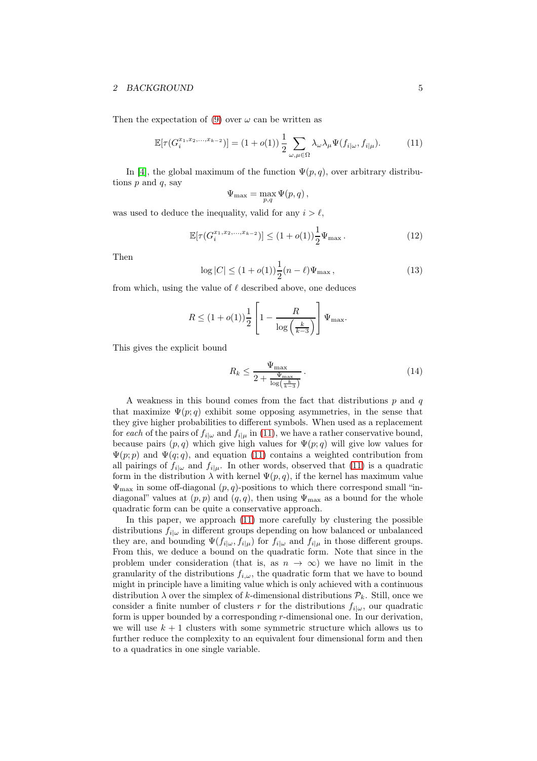Then the expectation of (9) over $\omega$ can be written as

$$\mathbb{E}[\tau(G_i^{x_1,x_2,\ldots,x_{k-2}})] = (1+o(1))\,\frac{1}{2}\sum_{\omega,\mu\in\Omega}\lambda_\omega\lambda_\mu\Psi(f_{i|\omega},f_{i|\mu}). \tag{11}$$

In [4], the global maximum of the function $\Psi(p,q)$, over arbitrary distributions $p$ and $q$, say

$$\Psi_{\max} = \max_{p,q}\Psi(p,q)\,,$$

was used to deduce the inequality, valid for any $i>\ell$,

$$\mathbb{E}[\tau(G_i^{x_1,x_2,\ldots,x_{k-2}})] \leq (1+o(1))\frac{1}{2}\Psi_{\max}\,. \tag{12}$$

Then

$$\log|C| \leq (1+o(1))\frac{1}{2}(n-\ell)\Psi_{\max}\,, \tag{13}$$

from which, using the value of $\ell$ described above, one deduces

$$R \leq (1+o(1))\frac{1}{2}\left[1-\frac{R}{\log\left(\frac{k}{k-3}\right)}\right]\Psi_{\max}.$$

This gives the explicit bound

$$R_k \leq \frac{\Psi_{\max}}{2+\frac{\Psi_{\max}}{\log\left(\frac{k}{k-3}\right)}}\,. \tag{14}$$

A weakness in this bound comes from the fact that distributions $p$ and $q$ that maximize $\Psi(p;q)$ exhibit some opposing asymmetries, in the sense that they give higher probabilities to different symbols. When used as a replacement for *each* of the pairs of $f_{i|\omega}$ and $f_{i|\mu}$ in (11), we have a rather conservative bound, because pairs $(p,q)$ which give high values for $\Psi(p;q)$ will give low values for $\Psi(p;p)$ and $\Psi(q;q)$, and equation (11) contains a weighted contribution from all pairings of $f_{i|\omega}$ and $f_{i|\mu}$. In other words, observed that (11) is a quadratic form in the distribution $\lambda$ with kernel $\Psi(p,q)$, if the kernel has maximum value $\Psi_{\max}$ in some off-diagonal $(p,q)$-positions to which there correspond small "in-diagonal" values at $(p,p)$ and $(q,q)$, then using $\Psi_{\max}$ as a bound for the whole quadratic form can be quite a conservative approach.

In this paper, we approach (11) more carefully by clustering the possible distributions $f_{i|\omega}$ in different groups depending on how balanced or unbalanced they are, and bounding $\Psi(f_{i|\omega},f_{i|\mu})$ for $f_{i|\omega}$ and $f_{i|\mu}$ in those different groups. From this, we deduce a bound on the quadratic form. Note that since in the problem under consideration (that is, as $n\to\infty$) we have no limit in the granularity of the distributions $f_{i,\omega}$, the quadratic form that we have to bound might in principle have a limiting value which is only achieved with a continuous distribution $\lambda$ over the simplex of $k$-dimensional distributions $\mathcal{P}_k$. Still, once we consider a finite number of clusters $r$ for the distributions $f_{i|\omega}$, our quadratic form is upper bounded by a corresponding $r$-dimensional one. In our derivation, we will use $k+1$ clusters with some symmetric structure which allows us to further reduce the complexity to an equivalent four dimensional form and then to a quadratics in one single variable.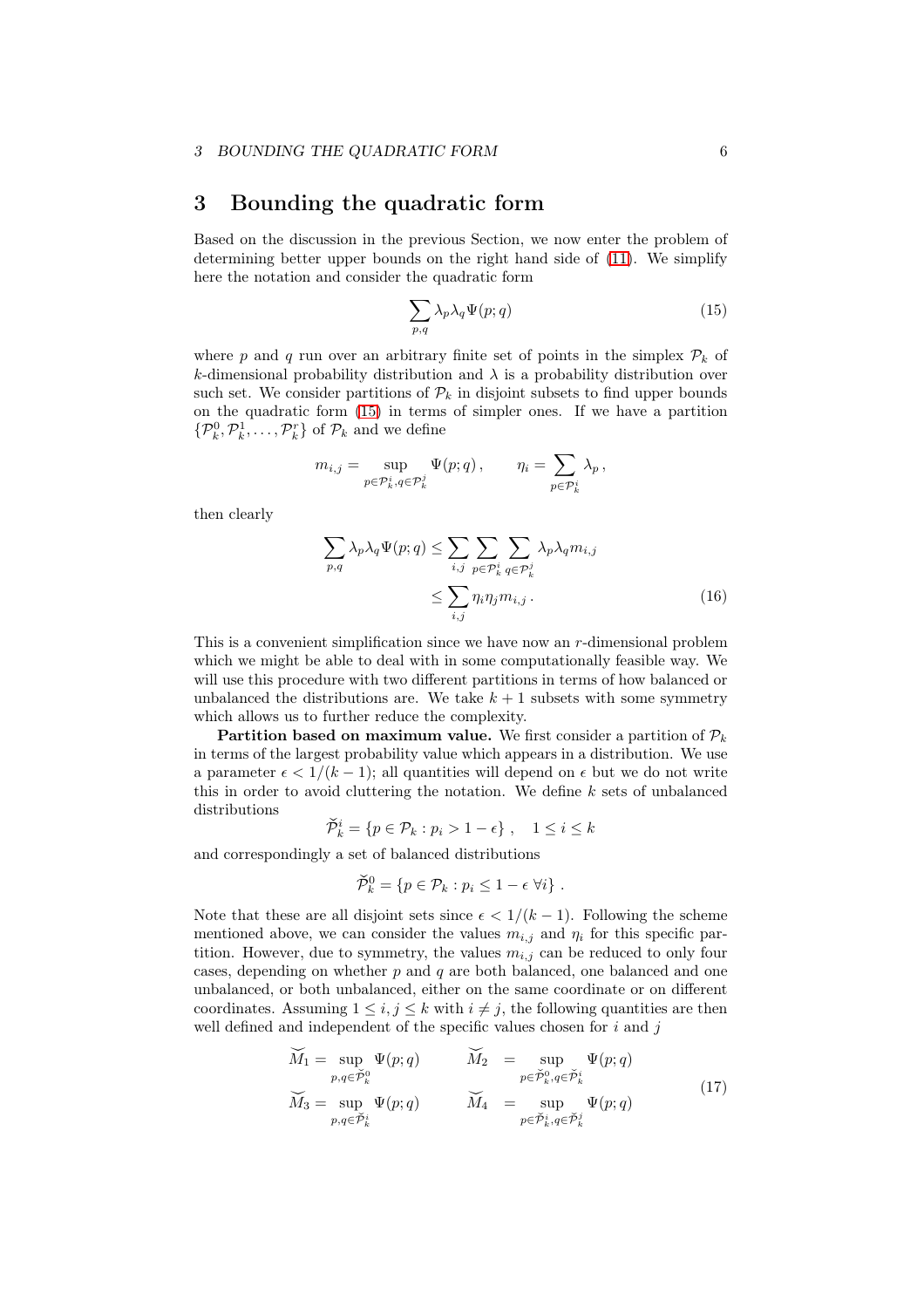## 3 Bounding the quadratic form

Based on the discussion in the previous Section, we now enter the problem of determining better upper bounds on the right hand side of (11). We simplify here the notation and consider the quadratic form

$$\sum_{p,q} \lambda_p \lambda_q \Psi(p;q) \tag{15}$$

where $p$ and $q$ run over an arbitrary finite set of points in the simplex $\mathcal{P}_k$ of $k$-dimensional probability distribution and $\lambda$ is a probability distribution over such set. We consider partitions of $\mathcal{P}_k$ in disjoint subsets to find upper bounds on the quadratic form (15) in terms of simpler ones. If we have a partition $\{\mathcal{P}_k^0, \mathcal{P}_k^1, \ldots, \mathcal{P}_k^r\}$ of $\mathcal{P}_k$ and we define

$$m_{i,j} = \sup_{p \in \mathcal{P}_k^i, q \in \mathcal{P}_k^j} \Psi(p;q)\,, \qquad \eta_i = \sum_{p \in \mathcal{P}_k^i} \lambda_p\,,$$

then clearly

$$\begin{aligned}
\sum_{p,q} \lambda_p \lambda_q \Psi(p;q) &\le \sum_{i,j} \sum_{p \in \mathcal{P}_k^i} \sum_{q \in \mathcal{P}_k^j} \lambda_p \lambda_q m_{i,j} \\
&\le \sum_{i,j} \eta_i \eta_j m_{i,j}\,.
\end{aligned} \tag{16}$$

This is a convenient simplification since we have now an $r$-dimensional problem which we might be able to deal with in some computationally feasible way. We will use this procedure with two different partitions in terms of how balanced or unbalanced the distributions are. We take $k+1$ subsets with some symmetry which allows us to further reduce the complexity.

**Partition based on maximum value.** We first consider a partition of $\mathcal{P}_k$ in terms of the largest probability value which appears in a distribution. We use a parameter $\epsilon < 1/(k-1)$; all quantities will depend on $\epsilon$ but we do not write this in order to avoid cluttering the notation. We define $k$ sets of unbalanced distributions

$$\breve{\mathcal{P}}_k^i = \{p \in \mathcal{P}_k : p_i > 1-\epsilon\}\,, \quad 1 \le i \le k$$

and correspondingly a set of balanced distributions

$$\breve{\mathcal{P}}_k^0 = \{p \in \mathcal{P}_k : p_i \le 1-\epsilon \ \forall i\}\,.$$

Note that these are all disjoint sets since $\epsilon < 1/(k-1)$. Following the scheme mentioned above, we can consider the values $m_{i,j}$ and $\eta_i$ for this specific partition. However, due to symmetry, the values $m_{i,j}$ can be reduced to only four cases, depending on whether $p$ and $q$ are both balanced, one balanced and one unbalanced, or both unbalanced, either on the same coordinate or on different coordinates. Assuming $1 \le i, j \le k$ with $i \ne j$, the following quantities are then well defined and independent of the specific values chosen for $i$ and $j$

$$\begin{aligned}
\breve{M}_1 &= \sup_{p,q \in \breve{\mathcal{P}}_k^0} \Psi(p;q) \qquad & \breve{M}_2 &= \sup_{p \in \breve{\mathcal{P}}_k^0, q \in \breve{\mathcal{P}}_k^i} \Psi(p;q) \\
\breve{M}_3 &= \sup_{p,q \in \breve{\mathcal{P}}_k^i} \Psi(p;q) \qquad & \breve{M}_4 &= \sup_{p \in \breve{\mathcal{P}}_k^i, q \in \breve{\mathcal{P}}_k^j} \Psi(p;q)
\end{aligned} \tag{17}$$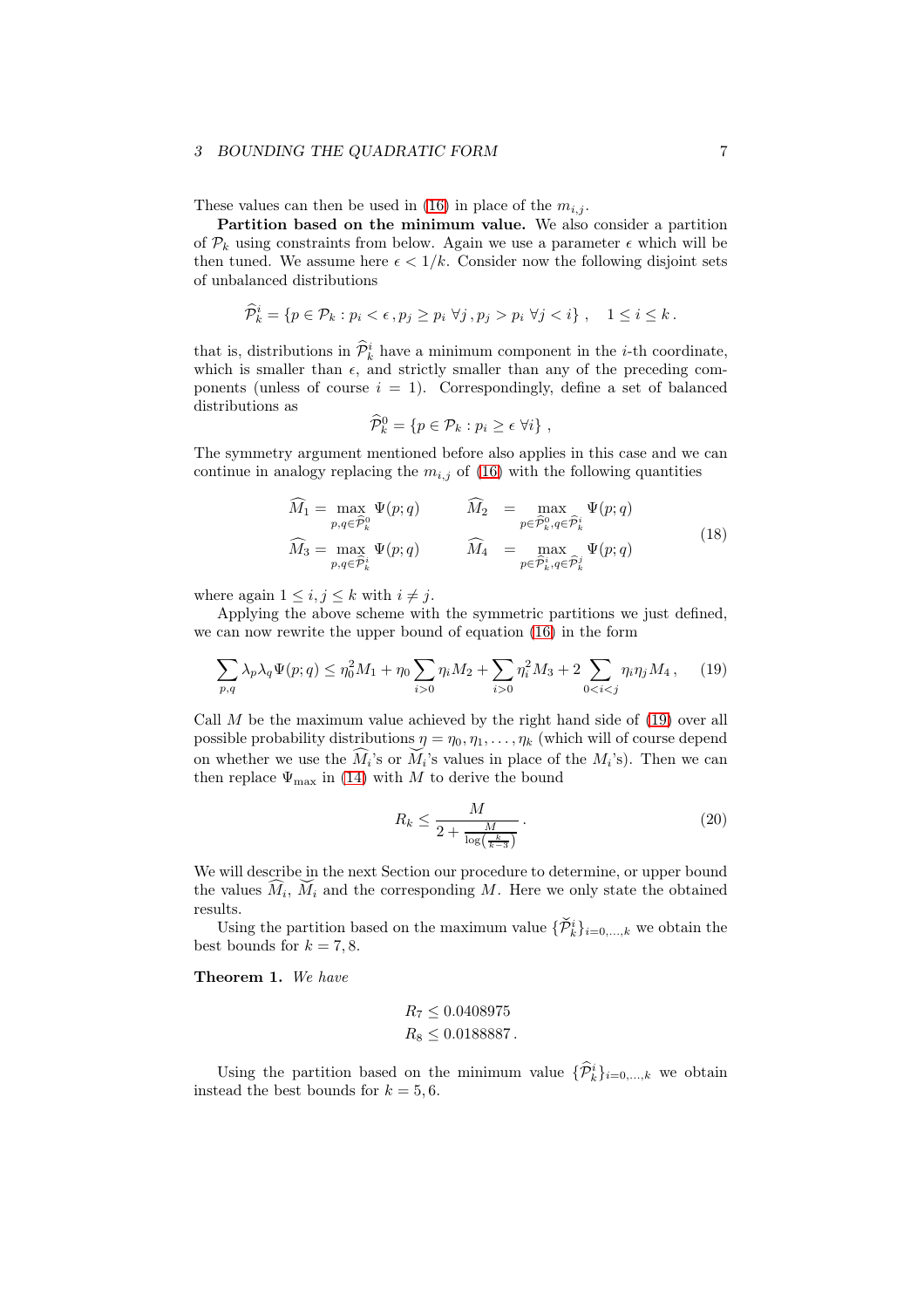These values can then be used in (16) in place of the $m_{i,j}$.

**Partition based on the minimum value.** We also consider a partition of $\mathcal{P}_k$ using constraints from below. Again we use a parameter $\epsilon$ which will be then tuned. We assume here $\epsilon < 1/k$. Consider now the following disjoint sets of unbalanced distributions

$$\widehat{\mathcal{P}}_k^i = \{p \in \mathcal{P}_k : p_i < \epsilon \,, p_j \geq p_i \;\forall j \,, p_j > p_i \;\forall j < i\} \,, \quad 1 \leq i \leq k \,.$$

that is, distributions in $\widehat{\mathcal{P}}_k^i$ have a minimum component in the $i$-th coordinate, which is smaller than $\epsilon$, and strictly smaller than any of the preceding components (unless of course $i = 1$). Correspondingly, define a set of balanced distributions as

$$\widehat{\mathcal{P}}_k^0 = \{p \in \mathcal{P}_k : p_i \geq \epsilon \;\forall i\} \,,$$

The symmetry argument mentioned before also applies in this case and we can continue in analogy replacing the $m_{i,j}$ of (16) with the following quantities

$$\begin{aligned}
\widehat{M}_1 &= \max_{p,q \in \widehat{\mathcal{P}}_k^0} \Psi(p;q) \qquad & \widehat{M}_2 &= \max_{p \in \widehat{\mathcal{P}}_k^0, q \in \widehat{\mathcal{P}}_k^i} \Psi(p;q) \\
\widehat{M}_3 &= \max_{p,q \in \widehat{\mathcal{P}}_k^i} \Psi(p;q) \qquad & \widehat{M}_4 &= \max_{p \in \widehat{\mathcal{P}}_k^i, q \in \widehat{\mathcal{P}}_k^j} \Psi(p;q)
\end{aligned} \tag{18}$$

where again $1 \leq i, j \leq k$ with $i \neq j$.

Applying the above scheme with the symmetric partitions we just defined, we can now rewrite the upper bound of equation (16) in the form

$$\sum_{p,q} \lambda_p \lambda_q \Psi(p;q) \leq \eta_0^2 M_1 + \eta_0 \sum_{i>0} \eta_i M_2 + \sum_{i>0} \eta_i^2 M_3 + 2 \sum_{0<i<j} \eta_i \eta_j M_4 \,, \tag{19}$$

Call $M$ be the maximum value achieved by the right hand side of (19) over all possible probability distributions $\eta = \eta_0, \eta_1, \ldots, \eta_k$ (which will of course depend on whether we use the $\widehat{M}_i$'s or $\breve{M}_i$'s values in place of the $M_i$'s). Then we can then replace $\Psi_{\max}$ in (14) with $M$ to derive the bound

$$R_k \leq \frac{M}{2 + \frac{M}{\log\left(\frac{k}{k-3}\right)}} \,. \tag{20}$$

We will describe in the next Section our procedure to determine, or upper bound the values $\widehat{M}_i$, $\breve{M}_i$ and the corresponding $M$. Here we only state the obtained results.

Using the partition based on the maximum value $\{\breve{\mathcal{P}}_k^i\}_{i=0,\ldots,k}$ we obtain the best bounds for $k = 7, 8$.

**Theorem 1.** *We have*

$$\begin{aligned}
R_7 &\leq 0.0408975 \\
R_8 &\leq 0.0188887 \,.
\end{aligned}$$

Using the partition based on the minimum value $\{\widehat{\mathcal{P}}_k^i\}_{i=0,\ldots,k}$ we obtain instead the best bounds for $k = 5, 6$.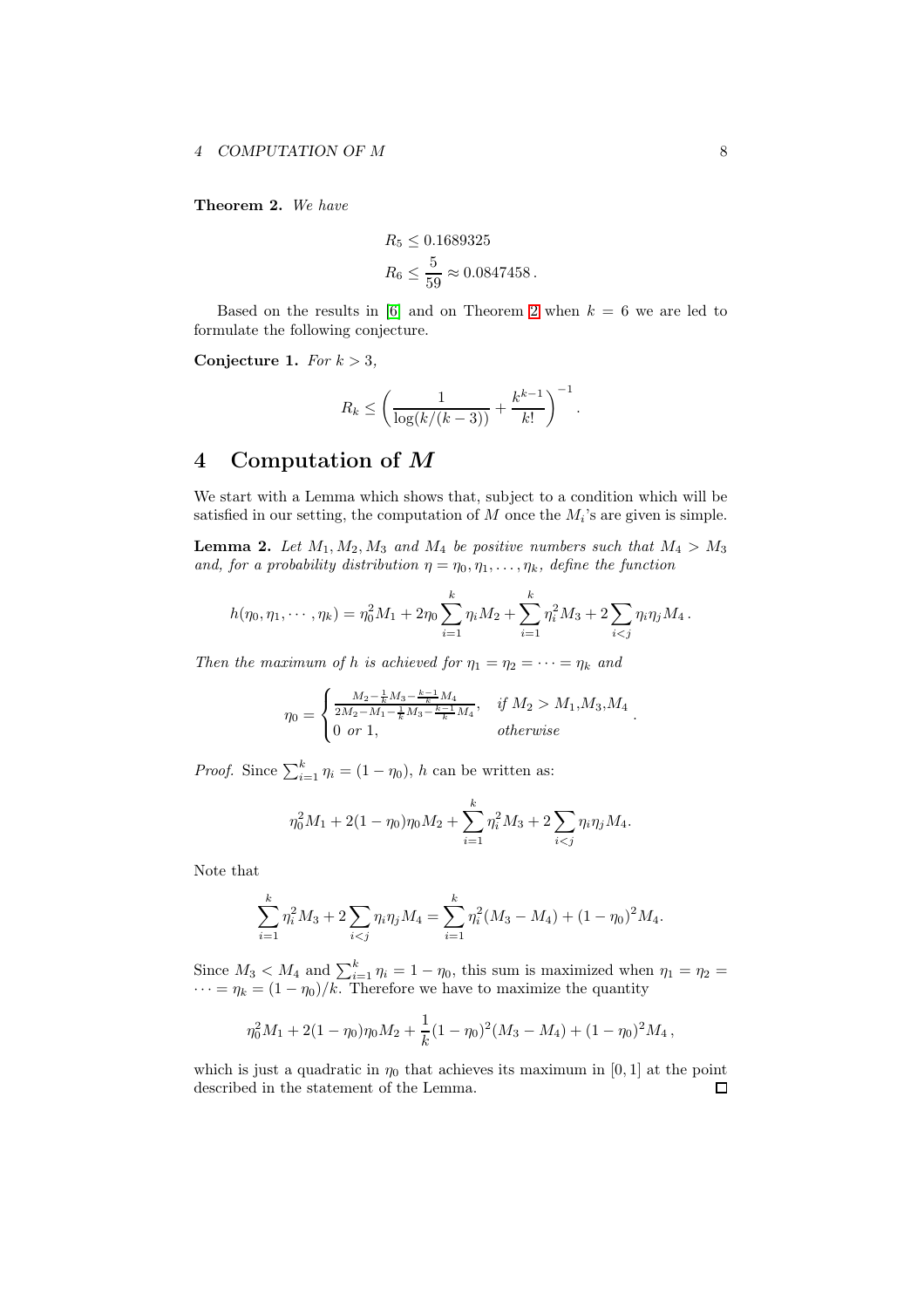**Theorem 2.** *We have*

$$R_5 \leq 0.1689325$$
$$R_6 \leq \frac{5}{59} \approx 0.0847458\,.$$

Based on the results in [6] and on Theorem 2 when $k = 6$ we are led to formulate the following conjecture.

**Conjecture 1.** *For $k > 3$,*

$$R_k \leq \left(\frac{1}{\log(k/(k-3))} + \frac{k^{k-1}}{k!}\right)^{-1}.$$

# 4 Computation of $M$

We start with a Lemma which shows that, subject to a condition which will be satisfied in our setting, the computation of $M$ once the $M_i$'s are given is simple.

**Lemma 2.** *Let $M_1, M_2, M_3$ and $M_4$ be positive numbers such that $M_4 > M_3$ and, for a probability distribution $\eta = \eta_0, \eta_1, \ldots, \eta_k$, define the function*

$$h(\eta_0, \eta_1, \cdots, \eta_k) = \eta_0^2 M_1 + 2\eta_0 \sum_{i=1}^{k} \eta_i M_2 + \sum_{i=1}^{k} \eta_i^2 M_3 + 2\sum_{i<j} \eta_i \eta_j M_4\,.$$

*Then the maximum of $h$ is achieved for $\eta_1 = \eta_2 = \cdots = \eta_k$ and*

$$\eta_0 = \begin{cases} \frac{M_2 - \frac{1}{k}M_3 - \frac{k-1}{k}M_4}{2M_2 - M_1 - \frac{1}{k}M_3 - \frac{k-1}{k}M_4}, & \textit{if } M_2 > M_1, M_3, M_4 \\ 0 \textit{ or } 1, & \textit{otherwise} \end{cases}.$$

*Proof.* Since $\sum_{i=1}^{k} \eta_i = (1 - \eta_0)$, $h$ can be written as:

$$\eta_0^2 M_1 + 2(1-\eta_0)\eta_0 M_2 + \sum_{i=1}^{k} \eta_i^2 M_3 + 2\sum_{i<j} \eta_i \eta_j M_4.$$

Note that

$$\sum_{i=1}^{k} \eta_i^2 M_3 + 2\sum_{i<j} \eta_i \eta_j M_4 = \sum_{i=1}^{k} \eta_i^2 (M_3 - M_4) + (1-\eta_0)^2 M_4.$$

Since $M_3 < M_4$ and $\sum_{i=1}^{k} \eta_i = 1 - \eta_0$, this sum is maximized when $\eta_1 = \eta_2 = \cdots = \eta_k = (1 - \eta_0)/k$. Therefore we have to maximize the quantity

$$\eta_0^2 M_1 + 2(1-\eta_0)\eta_0 M_2 + \frac{1}{k}(1-\eta_0)^2 (M_3 - M_4) + (1-\eta_0)^2 M_4\,,$$

which is just a quadratic in $\eta_0$ that achieves its maximum in $[0, 1]$ at the point described in the statement of the Lemma. $\square$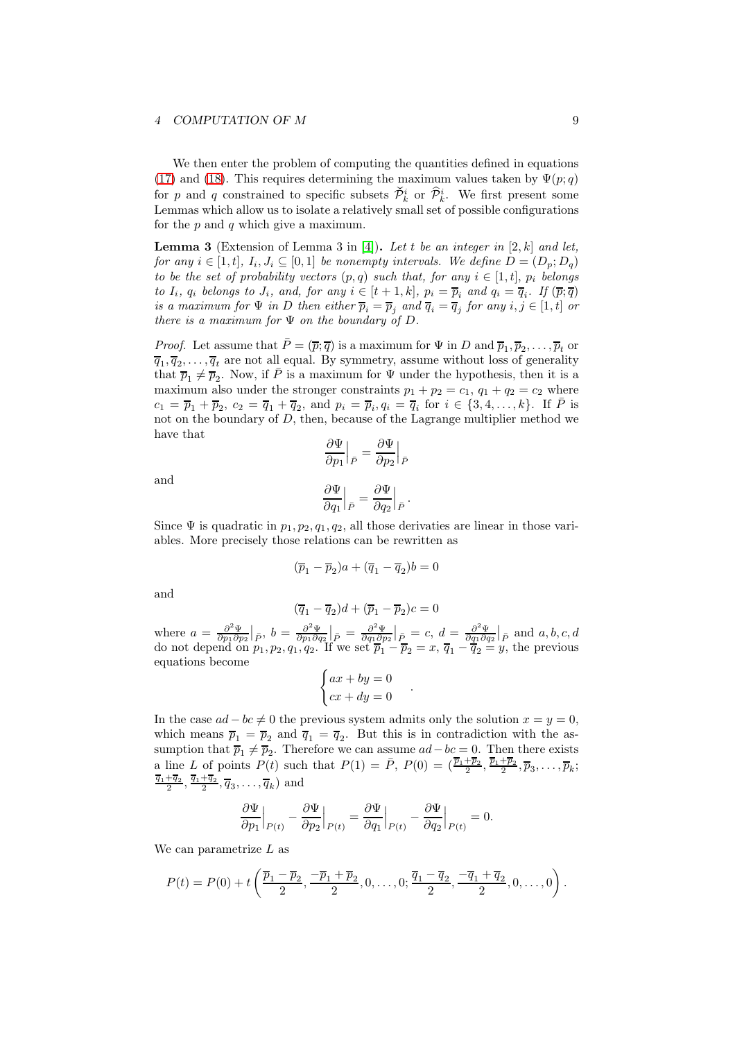We then enter the problem of computing the quantities defined in equations (17) and (18). This requires determining the maximum values taken by $\Psi(p;q)$ for $p$ and $q$ constrained to specific subsets $\check{\mathcal{P}}_k^i$ or $\widehat{\mathcal{P}}_k^i$. We first present some Lemmas which allow us to isolate a relatively small set of possible configurations for the $p$ and $q$ which give a maximum.

**Lemma 3** (Extension of Lemma 3 in [4])**.** *Let $t$ be an integer in $[2,k]$ and let, for any $i \in [1,t]$, $I_i, J_i \subseteq [0,1]$ be nonempty intervals. We define $D = (D_p; D_q)$ to be the set of probability vectors $(p,q)$ such that, for any $i \in [1,t]$, $p_i$ belongs to $I_i$, $q_i$ belongs to $J_i$, and, for any $i \in [t+1,k]$, $p_i = \overline{p}_i$ and $q_i = \overline{q}_i$. If $(\overline{p};\overline{q})$ is a maximum for $\Psi$ in $D$ then either $\overline{p}_i = \overline{p}_j$ and $\overline{q}_i = \overline{q}_j$ for any $i,j \in [1,t]$ or there is a maximum for $\Psi$ on the boundary of $D$.*

*Proof.* Let assume that $\bar{P} = (\overline{p};\overline{q})$ is a maximum for $\Psi$ in $D$ and $\overline{p}_1, \overline{p}_2, \ldots, \overline{p}_t$ or $\overline{q}_1, \overline{q}_2, \ldots, \overline{q}_t$ are not all equal. By symmetry, assume without loss of generality that $\overline{p}_1 \neq \overline{p}_2$. Now, if $\bar{P}$ is a maximum for $\Psi$ under the hypothesis, then it is a maximum also under the stronger constraints $p_1 + p_2 = c_1$, $q_1 + q_2 = c_2$ where $c_1 = \overline{p}_1 + \overline{p}_2$, $c_2 = \overline{q}_1 + \overline{q}_2$, and $p_i = \overline{p}_i, q_i = \overline{q}_i$ for $i \in \{3, 4, \ldots, k\}$. If $\bar{P}$ is not on the boundary of $D$, then, because of the Lagrange multiplier method we have that

$$\frac{\partial \Psi}{\partial p_1}\Big|_{\bar{P}} = \frac{\partial \Psi}{\partial p_2}\Big|_{\bar{P}}$$

and

$$\frac{\partial \Psi}{\partial q_1}\Big|_{\bar{P}} = \frac{\partial \Psi}{\partial q_2}\Big|_{\bar{P}}.$$

Since $\Psi$ is quadratic in $p_1, p_2, q_1, q_2$, all those derivaties are linear in those variables. More precisely those relations can be rewritten as

$$(\overline{p}_1 - \overline{p}_2)a + (\overline{q}_1 - \overline{q}_2)b = 0$$

and

$$(\overline{q}_1 - \overline{q}_2)d + (\overline{p}_1 - \overline{p}_2)c = 0$$

where $a = \frac{\partial^2 \Psi}{\partial p_1 \partial p_2}\big|_{\bar{P}}$, $b = \frac{\partial^2 \Psi}{\partial p_1 \partial q_2}\big|_{\bar{P}} = \frac{\partial^2 \Psi}{\partial q_1 \partial p_2}\big|_{\bar{P}} = c$, $d = \frac{\partial^2 \Psi}{\partial q_1 \partial q_2}\big|_{\bar{P}}$ and $a, b, c, d$ do not depend on $p_1, p_2, q_1, q_2$. If we set $\overline{p}_1 - \overline{p}_2 = x$, $\overline{q}_1 - \overline{q}_2 = y$, the previous equations become

$$\begin{cases} ax + by = 0 \\ cx + dy = 0 \end{cases}.$$

In the case $ad - bc \neq 0$ the previous system admits only the solution $x = y = 0$, which means $\overline{p}_1 = \overline{p}_2$ and $\overline{q}_1 = \overline{q}_2$. But this is in contradiction with the assumption that $\overline{p}_1 \neq \overline{p}_2$. Therefore we can assume $ad - bc = 0$. Then there exists a line $L$ of points $P(t)$ such that $P(1) = \bar{P}$, $P(0) = (\frac{\overline{p}_1 + \overline{p}_2}{2}, \frac{\overline{p}_1 + \overline{p}_2}{2}, \overline{p}_3, \ldots, \overline{p}_k; \frac{\overline{q}_1 + \overline{q}_2}{2}, \frac{\overline{q}_1 + \overline{q}_2}{2}, \overline{q}_3, \ldots, \overline{q}_k)$ and

$$\frac{\partial \Psi}{\partial p_1}\Big|_{P(t)} - \frac{\partial \Psi}{\partial p_2}\Big|_{P(t)} = \frac{\partial \Psi}{\partial q_1}\Big|_{P(t)} - \frac{\partial \Psi}{\partial q_2}\Big|_{P(t)} = 0.$$

We can parametrize $L$ as

$$P(t) = P(0) + t\left(\frac{\overline{p}_1 - \overline{p}_2}{2}, \frac{-\overline{p}_1 + \overline{p}_2}{2}, 0, \ldots, 0; \frac{\overline{q}_1 - \overline{q}_2}{2}, \frac{-\overline{q}_1 + \overline{q}_2}{2}, 0, \ldots, 0\right).$$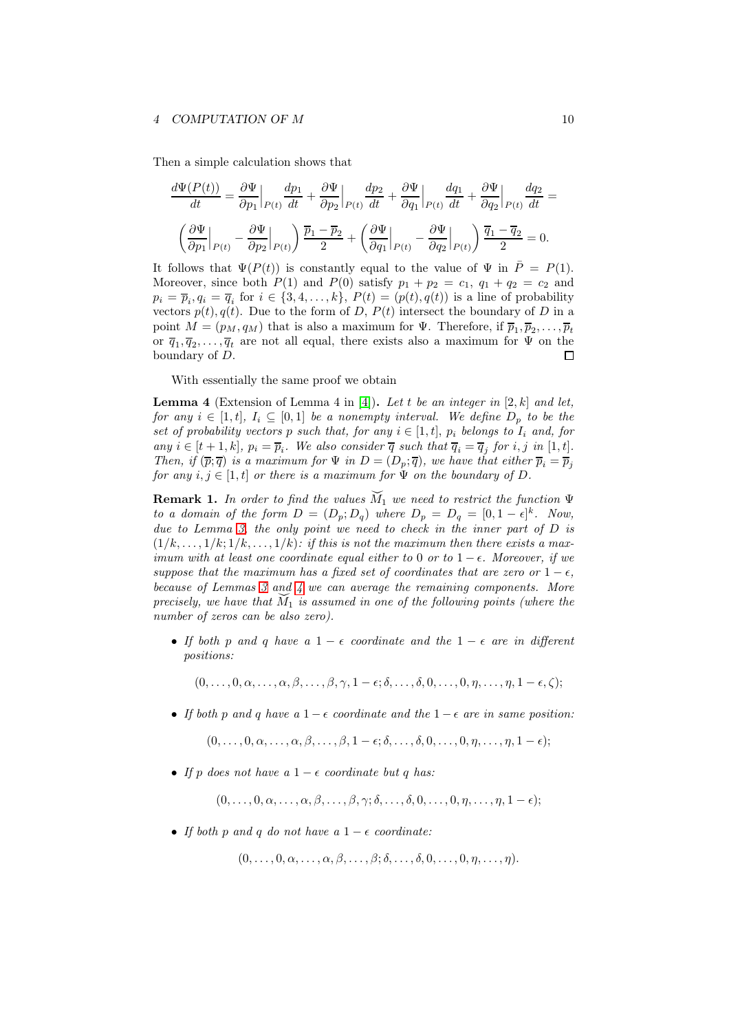Then a simple calculation shows that

$$
\frac{d\Psi(P(t))}{dt} = \frac{\partial \Psi}{\partial p_1}\Big|_{P(t)} \frac{dp_1}{dt} + \frac{\partial \Psi}{\partial p_2}\Big|_{P(t)} \frac{dp_2}{dt} + \frac{\partial \Psi}{\partial q_1}\Big|_{P(t)} \frac{dq_1}{dt} + \frac{\partial \Psi}{\partial q_2}\Big|_{P(t)} \frac{dq_2}{dt} =
$$

$$
\left( \frac{\partial \Psi}{\partial p_1}\Big|_{P(t)} - \frac{\partial \Psi}{\partial p_2}\Big|_{P(t)} \right) \frac{\overline{p}_1 - \overline{p}_2}{2} + \left( \frac{\partial \Psi}{\partial q_1}\Big|_{P(t)} - \frac{\partial \Psi}{\partial q_2}\Big|_{P(t)} \right) \frac{\overline{q}_1 - \overline{q}_2}{2} = 0.
$$

It follows that $\Psi(P(t))$ is constantly equal to the value of $\Psi$ in $\bar{P} = P(1)$. Moreover, since both $P(1)$ and $P(0)$ satisfy $p_1 + p_2 = c_1$, $q_1 + q_2 = c_2$ and $p_i = \overline{p}_i, q_i = \overline{q}_i$ for $i \in \{3, 4, \ldots, k\}$, $P(t) = (p(t), q(t))$ is a line of probability vectors $p(t), q(t)$. Due to the form of $D$, $P(t)$ intersect the boundary of $D$ in a point $M = (p_M, q_M)$ that is also a maximum for $\Psi$. Therefore, if $\overline{p}_1, \overline{p}_2, \ldots, \overline{p}_t$ or $\overline{q}_1, \overline{q}_2, \ldots, \overline{q}_t$ are not all equal, there exists also a maximum for $\Psi$ on the boundary of $D$. □

With essentially the same proof we obtain

**Lemma 4** (Extension of Lemma 4 in [4])**.** *Let $t$ be an integer in $[2, k]$ and let, for any $i \in [1, t]$, $I_i \subseteq [0, 1]$ be a nonempty interval. We define $D_p$ to be the set of probability vectors $p$ such that, for any $i \in [1, t]$, $p_i$ belongs to $I_i$ and, for any $i \in [t + 1, k]$, $p_i = \overline{p}_i$. We also consider $\overline{q}$ such that $\overline{q}_i = \overline{q}_j$ for $i, j$ in $[1, t]$. Then, if $(\overline{p}; \overline{q})$ is a maximum for $\Psi$ in $D = (D_p; \overline{q})$, we have that either $\overline{p}_i = \overline{p}_j$ for any $i, j \in [1, t]$ or there is a maximum for $\Psi$ on the boundary of $D$.*

**Remark 1.** *In order to find the values $\breve{M}_1$ we need to restrict the function $\Psi$ to a domain of the form $D = (D_p; D_q)$ where $D_p = D_q = [0, 1 - \epsilon]^k$. Now, due to Lemma 3, the only point we need to check in the inner part of $D$ is $(1/k, \ldots, 1/k; 1/k, \ldots, 1/k)$: if this is not the maximum then there exists a maximum with at least one coordinate equal either to 0 or to $1 - \epsilon$. Moreover, if we suppose that the maximum has a fixed set of coordinates that are zero or $1 - \epsilon$, because of Lemmas 3 and 4 we can average the remaining components. More precisely, we have that $\breve{M}_1$ is assumed in one of the following points (where the number of zeros can be also zero).*

- *If both $p$ and $q$ have a $1 - \epsilon$ coordinate and the $1 - \epsilon$ are in different positions:*

$$(0, \ldots, 0, \alpha, \ldots, \alpha, \beta, \ldots, \beta, \gamma, 1 - \epsilon; \delta, \ldots, \delta, 0, \ldots, 0, \eta, \ldots, \eta, 1 - \epsilon, \zeta);$$

- *If both $p$ and $q$ have a $1 - \epsilon$ coordinate and the $1 - \epsilon$ are in same position:*

$$(0, \ldots, 0, \alpha, \ldots, \alpha, \beta, \ldots, \beta, 1 - \epsilon; \delta, \ldots, \delta, 0, \ldots, 0, \eta, \ldots, \eta, 1 - \epsilon);$$

- *If $p$ does not have a $1 - \epsilon$ coordinate but $q$ has:*

$$(0, \ldots, 0, \alpha, \ldots, \alpha, \beta, \ldots, \beta, \gamma; \delta, \ldots, \delta, 0, \ldots, 0, \eta, \ldots, \eta, 1 - \epsilon);$$

- *If both $p$ and $q$ do not have a $1 - \epsilon$ coordinate:*

$$(0, \ldots, 0, \alpha, \ldots, \alpha, \beta, \ldots, \beta; \delta, \ldots, \delta, 0, \ldots, 0, \eta, \ldots, \eta).$$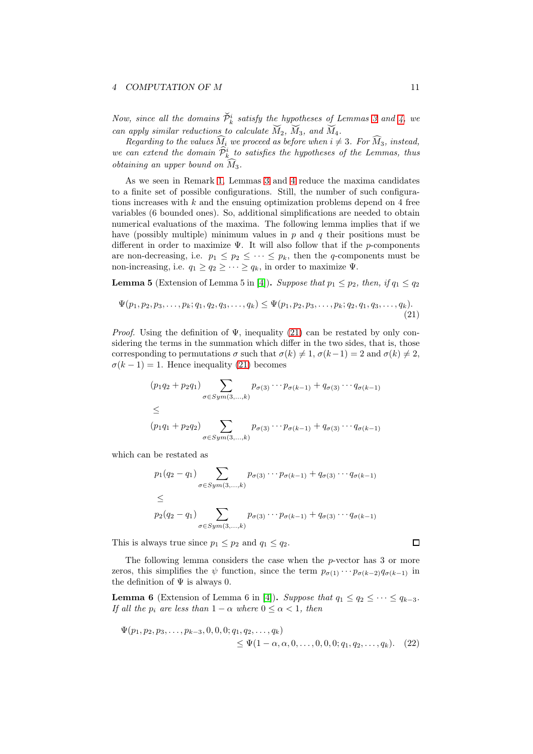*Now, since all the domains $\breve{\mathcal{P}}_k^i$ satisfy the hypotheses of Lemmas 3 and 4, we can apply similar reductions to calculate $\breve{M}_2$, $\breve{M}_3$, and $\breve{M}_4$.*

*Regarding to the values $\widehat{M}_i$ we proceed as before when $i \neq 3$. For $\widehat{M}_3$, instead, we can extend the domain $\widehat{\mathcal{P}}_k^i$ to satisfies the hypotheses of the Lemmas, thus obtaining an upper bound on $\widehat{M}_3$.*

As we seen in Remark 1, Lemmas 3 and 4 reduce the maxima candidates to a finite set of possible configurations. Still, the number of such configurations increases with $k$ and the ensuing optimization problems depend on 4 free variables (6 bounded ones). So, additional simplifications are needed to obtain numerical evaluations of the maxima. The following lemma implies that if we have (possibly multiple) minimum values in $p$ and $q$ their positions must be different in order to maximize $\Psi$. It will also follow that if the $p$-components are non-decreasing, i.e. $p_1 \leq p_2 \leq \cdots \leq p_k$, then the $q$-components must be non-increasing, i.e. $q_1 \geq q_2 \geq \cdots \geq q_k$, in order to maximize $\Psi$.

**Lemma 5** (Extension of Lemma 5 in [4])**.** *Suppose that $p_1 \leq p_2$, then, if $q_1 \leq q_2$*

$$\Psi(p_1, p_2, p_3, \ldots, p_k; q_1, q_2, q_3, \ldots, q_k) \leq \Psi(p_1, p_2, p_3, \ldots, p_k; q_2, q_1, q_3, \ldots, q_k). \tag{21}$$

*Proof.* Using the definition of $\Psi$, inequality (21) can be restated by only considering the terms in the summation which differ in the two sides, that is, those corresponding to permutations $\sigma$ such that $\sigma(k) \neq 1$, $\sigma(k-1) = 2$ and $\sigma(k) \neq 2$, $\sigma(k-1) = 1$. Hence inequality (21) becomes

$$\begin{aligned}
&(p_1 q_2 + p_2 q_1) \sum_{\sigma \in Sym(3,\ldots,k)} p_{\sigma(3)} \cdots p_{\sigma(k-1)} + q_{\sigma(3)} \cdots q_{\sigma(k-1)} \\
&\leq \\
&(p_1 q_1 + p_2 q_2) \sum_{\sigma \in Sym(3,\ldots,k)} p_{\sigma(3)} \cdots p_{\sigma(k-1)} + q_{\sigma(3)} \cdots q_{\sigma(k-1)}
\end{aligned}$$

which can be restated as

$$\begin{aligned}
&p_1 (q_2 - q_1) \sum_{\sigma \in Sym(3,\ldots,k)} p_{\sigma(3)} \cdots p_{\sigma(k-1)} + q_{\sigma(3)} \cdots q_{\sigma(k-1)} \\
&\leq \\
&p_2 (q_2 - q_1) \sum_{\sigma \in Sym(3,\ldots,k)} p_{\sigma(3)} \cdots p_{\sigma(k-1)} + q_{\sigma(3)} \cdots q_{\sigma(k-1)}
\end{aligned}$$

This is always true since $p_1 \leq p_2$ and $q_1 \leq q_2$. ∎

The following lemma considers the case when the $p$-vector has 3 or more zeros, this simplifies the $\psi$ function, since the term $p_{\sigma(1)} \cdots p_{\sigma(k-2)} q_{\sigma(k-1)}$ in the definition of $\Psi$ is always 0.

**Lemma 6** (Extension of Lemma 6 in [4])**.** *Suppose that $q_1 \leq q_2 \leq \cdots \leq q_{k-3}$. If all the $p_i$ are less than $1 - \alpha$ where $0 \leq \alpha < 1$, then*

$$\begin{aligned}
\Psi(p_1, p_2, p_3, \ldots, p_{k-3}, 0, 0, 0; q_1, q_2, \ldots, q_k)& \\
\leq \Psi(1 - \alpha, \alpha, 0, \ldots, 0, 0, 0; q_1, q_2, \ldots, q_k).&
\end{aligned} \tag{22}$$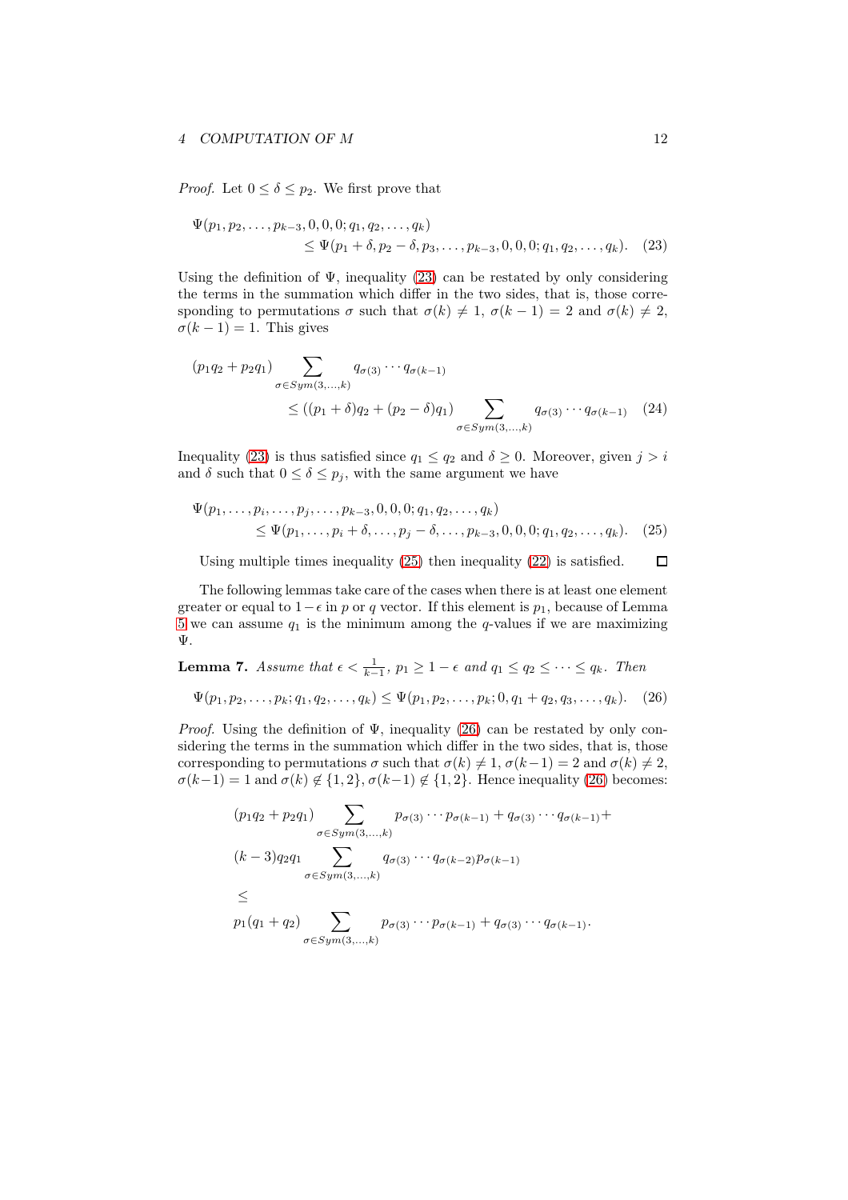*Proof.* Let $0 \leq \delta \leq p_2$. We first prove that

$$\Psi(p_1, p_2, \dots, p_{k-3}, 0, 0, 0; q_1, q_2, \dots, q_k) \\ \leq \Psi(p_1 + \delta, p_2 - \delta, p_3, \dots, p_{k-3}, 0, 0, 0; q_1, q_2, \dots, q_k). \quad (23)$$

Using the definition of $\Psi$, inequality (23) can be restated by only considering the terms in the summation which differ in the two sides, that is, those corresponding to permutations $\sigma$ such that $\sigma(k) \neq 1$, $\sigma(k-1) = 2$ and $\sigma(k) \neq 2$, $\sigma(k-1) = 1$. This gives

$$(p_1 q_2 + p_2 q_1) \sum_{\sigma \in Sym(3,\dots,k)} q_{\sigma(3)} \cdots q_{\sigma(k-1)} \\ \leq ((p_1 + \delta) q_2 + (p_2 - \delta) q_1) \sum_{\sigma \in Sym(3,\dots,k)} q_{\sigma(3)} \cdots q_{\sigma(k-1)} \quad (24)$$

Inequality (23) is thus satisfied since $q_1 \leq q_2$ and $\delta \geq 0$. Moreover, given $j > i$ and $\delta$ such that $0 \leq \delta \leq p_j$, with the same argument we have

$$\Psi(p_1, \dots, p_i, \dots, p_j, \dots, p_{k-3}, 0, 0, 0; q_1, q_2, \dots, q_k) \\ \leq \Psi(p_1, \dots, p_i + \delta, \dots, p_j - \delta, \dots, p_{k-3}, 0, 0, 0; q_1, q_2, \dots, q_k). \quad (25)$$

Using multiple times inequality (25) then inequality (22) is satisfied. $\square$

The following lemmas take care of the cases when there is at least one element greater or equal to $1-\epsilon$ in $p$ or $q$ vector. If this element is $p_1$, because of Lemma 5 we can assume $q_1$ is the minimum among the $q$-values if we are maximizing $\Psi$.

**Lemma 7.** *Assume that* $\epsilon < \frac{1}{k-1}$, $p_1 \geq 1 - \epsilon$ *and* $q_1 \leq q_2 \leq \cdots \leq q_k$. *Then*

$$\Psi(p_1, p_2, \dots, p_k; q_1, q_2, \dots, q_k) \leq \Psi(p_1, p_2, \dots, p_k; 0, q_1 + q_2, q_3, \dots, q_k). \quad (26)$$

*Proof.* Using the definition of $\Psi$, inequality (26) can be restated by only considering the terms in the summation which differ in the two sides, that is, those corresponding to permutations $\sigma$ such that $\sigma(k) \neq 1$, $\sigma(k-1) = 2$ and $\sigma(k) \neq 2$, $\sigma(k-1) = 1$ and $\sigma(k) \notin \{1, 2\}$, $\sigma(k-1) \notin \{1, 2\}$. Hence inequality (26) becomes:

$$\begin{aligned}
&(p_1 q_2 + p_2 q_1) \sum_{\sigma \in Sym(3,\dots,k)} p_{\sigma(3)} \cdots p_{\sigma(k-1)} + q_{\sigma(3)} \cdots q_{\sigma(k-1)} + \\
&(k-3) q_2 q_1 \sum_{\sigma \in Sym(3,\dots,k)} q_{\sigma(3)} \cdots q_{\sigma(k-2)} p_{\sigma(k-1)} \\
&\leq \\
&p_1 (q_1 + q_2) \sum_{\sigma \in Sym(3,\dots,k)} p_{\sigma(3)} \cdots p_{\sigma(k-1)} + q_{\sigma(3)} \cdots q_{\sigma(k-1)}.
\end{aligned}$$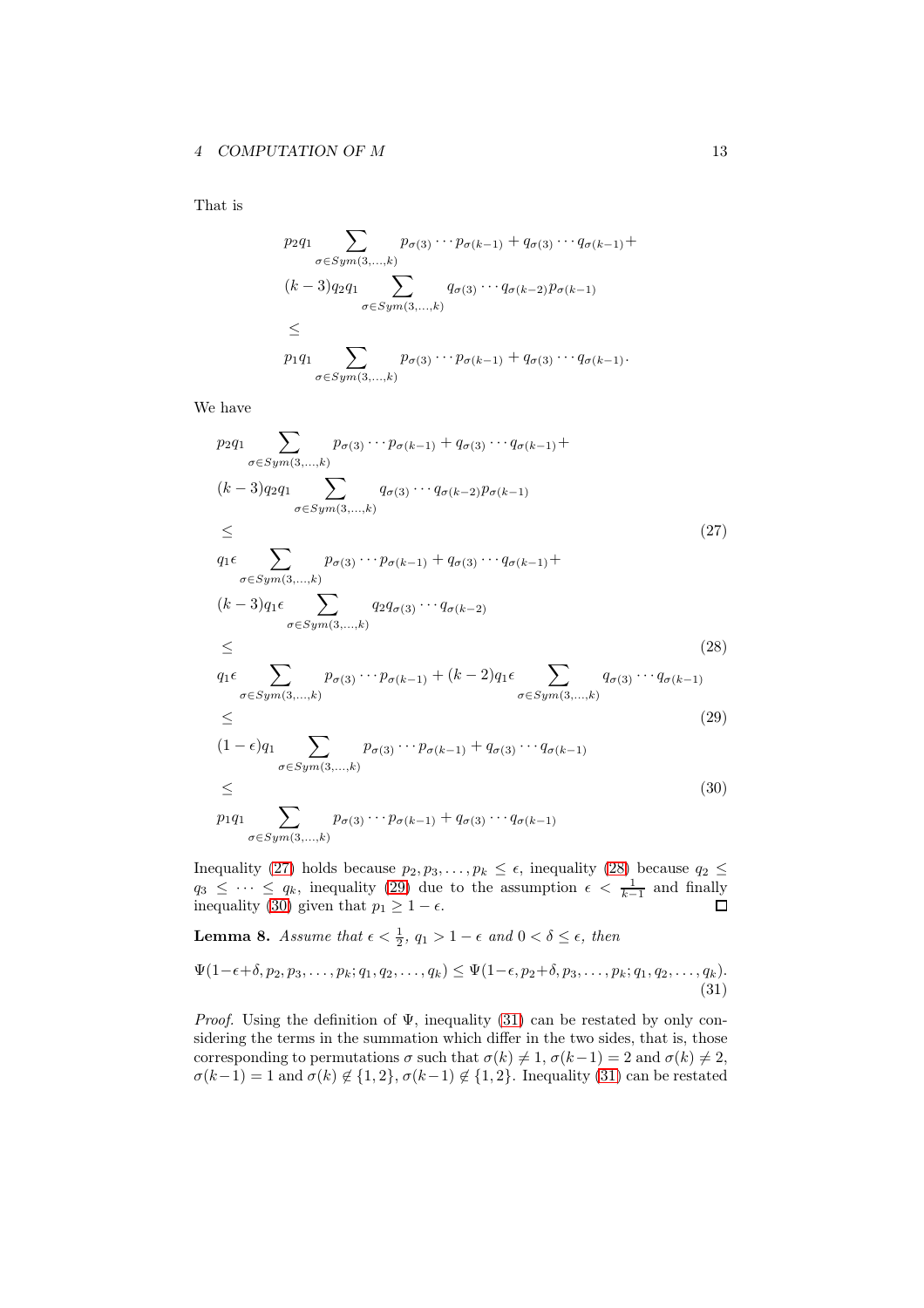That is

$$
\begin{aligned}
& p_2 q_1 \sum_{\sigma \in Sym(3,\ldots,k)} p_{\sigma(3)} \cdots p_{\sigma(k-1)} + q_{\sigma(3)} \cdots q_{\sigma(k-1)} + \\
& (k-3) q_2 q_1 \sum_{\sigma \in Sym(3,\ldots,k)} q_{\sigma(3)} \cdots q_{\sigma(k-2)} p_{\sigma(k-1)} \\
& \leq \\
& p_1 q_1 \sum_{\sigma \in Sym(3,\ldots,k)} p_{\sigma(3)} \cdots p_{\sigma(k-1)} + q_{\sigma(3)} \cdots q_{\sigma(k-1)}.
\end{aligned}
$$

We have

$$
\begin{aligned}
& p_2 q_1 \sum_{\sigma \in Sym(3,\ldots,k)} p_{\sigma(3)} \cdots p_{\sigma(k-1)} + q_{\sigma(3)} \cdots q_{\sigma(k-1)} + \\
& (k-3) q_2 q_1 \sum_{\sigma \in Sym(3,\ldots,k)} q_{\sigma(3)} \cdots q_{\sigma(k-2)} p_{\sigma(k-1)} \\
& \leq \qquad\qquad\qquad\qquad\qquad\qquad\qquad\qquad\qquad\qquad\qquad\qquad\qquad\qquad (27) \\
& q_1 \epsilon \sum_{\sigma \in Sym(3,\ldots,k)} p_{\sigma(3)} \cdots p_{\sigma(k-1)} + q_{\sigma(3)} \cdots q_{\sigma(k-1)} + \\
& (k-3) q_1 \epsilon \sum_{\sigma \in Sym(3,\ldots,k)} q_2 q_{\sigma(3)} \cdots q_{\sigma(k-2)} \\
& \leq \qquad\qquad\qquad\qquad\qquad\qquad\qquad\qquad\qquad\qquad\qquad\qquad\qquad\qquad (28) \\
& q_1 \epsilon \sum_{\sigma \in Sym(3,\ldots,k)} p_{\sigma(3)} \cdots p_{\sigma(k-1)} + (k-2) q_1 \epsilon \sum_{\sigma \in Sym(3,\ldots,k)} q_{\sigma(3)} \cdots q_{\sigma(k-1)} \\
& \leq \qquad\qquad\qquad\qquad\qquad\qquad\qquad\qquad\qquad\qquad\qquad\qquad\qquad\qquad (29) \\
& (1-\epsilon) q_1 \sum_{\sigma \in Sym(3,\ldots,k)} p_{\sigma(3)} \cdots p_{\sigma(k-1)} + q_{\sigma(3)} \cdots q_{\sigma(k-1)} \\
& \leq \qquad\qquad\qquad\qquad\qquad\qquad\qquad\qquad\qquad\qquad\qquad\qquad\qquad\qquad (30) \\
& p_1 q_1 \sum_{\sigma \in Sym(3,\ldots,k)} p_{\sigma(3)} \cdots p_{\sigma(k-1)} + q_{\sigma(3)} \cdots q_{\sigma(k-1)}
\end{aligned}
$$

Inequality (27) holds because $p_2, p_3, \ldots, p_k \leq \epsilon$, inequality (28) because $q_2 \leq q_3 \leq \cdots \leq q_k$, inequality (29) due to the assumption $\epsilon < \frac{1}{k-1}$ and finally inequality (30) given that $p_1 \geq 1 - \epsilon$. ◻

**Lemma 8.** *Assume that $\epsilon < \frac{1}{2}$, $q_1 > 1 - \epsilon$ and $0 < \delta \leq \epsilon$, then*

$$
\Psi(1-\epsilon+\delta, p_2, p_3, \ldots, p_k; q_1, q_2, \ldots, q_k) \leq \Psi(1-\epsilon, p_2+\delta, p_3, \ldots, p_k; q_1, q_2, \ldots, q_k). \tag{31}
$$

*Proof.* Using the definition of $\Psi$, inequality (31) can be restated by only considering the terms in the summation which differ in the two sides, that is, those corresponding to permutations $\sigma$ such that $\sigma(k) \neq 1$, $\sigma(k-1) = 2$ and $\sigma(k) \neq 2$, $\sigma(k-1) = 1$ and $\sigma(k) \notin \{1, 2\}$, $\sigma(k-1) \notin \{1, 2\}$. Inequality (31) can be restated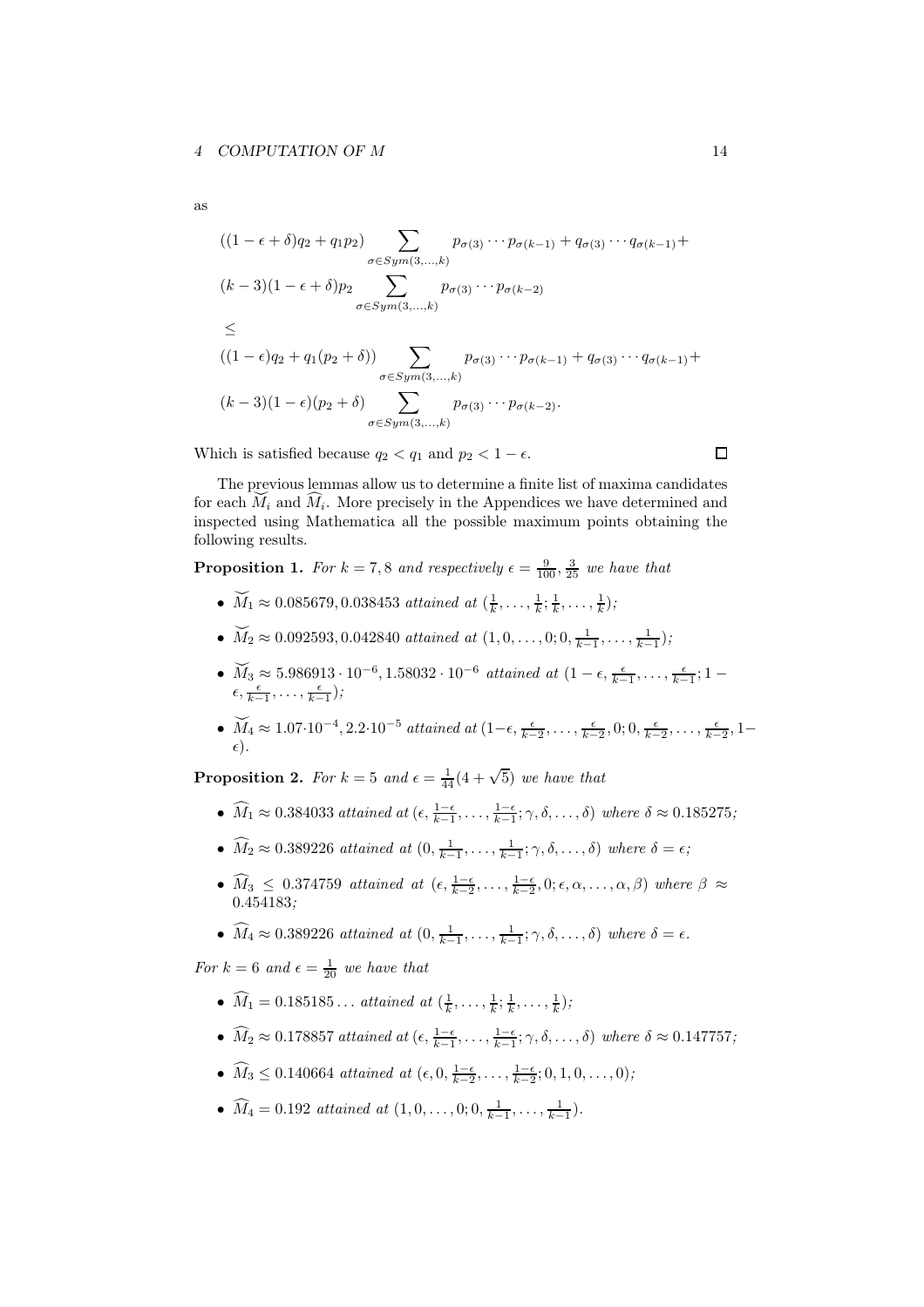as

$$((1-\epsilon+\delta)q_2 + q_1 p_2) \sum_{\sigma \in Sym(3,\dots,k)} p_{\sigma(3)} \cdots p_{\sigma(k-1)} + q_{\sigma(3)} \cdots q_{\sigma(k-1)} +$$
$$(k-3)(1-\epsilon+\delta)p_2 \sum_{\sigma \in Sym(3,\dots,k)} p_{\sigma(3)} \cdots p_{\sigma(k-2)}$$
$$\leq$$
$$((1-\epsilon)q_2 + q_1(p_2+\delta)) \sum_{\sigma \in Sym(3,\dots,k)} p_{\sigma(3)} \cdots p_{\sigma(k-1)} + q_{\sigma(3)} \cdots q_{\sigma(k-1)} +$$
$$(k-3)(1-\epsilon)(p_2+\delta) \sum_{\sigma \in Sym(3,\dots,k)} p_{\sigma(3)} \cdots p_{\sigma(k-2)}.$$

Which is satisfied because $q_2 < q_1$ and $p_2 < 1-\epsilon$. □

The previous lemmas allow us to determine a finite list of maxima candidates for each $\breve{M}_i$ and $\widehat{M}_i$. More precisely in the Appendices we have determined and inspected using Mathematica all the possible maximum points obtaining the following results.

**Proposition 1.** *For $k = 7, 8$ and respectively $\epsilon = \frac{9}{100}, \frac{3}{25}$ we have that*

- $\breve{M}_1 \approx 0.085679, 0.038453$ *attained at* $(\frac{1}{k}, \dots, \frac{1}{k}; \frac{1}{k}, \dots, \frac{1}{k})$;
- $\breve{M}_2 \approx 0.092593, 0.042840$ *attained at* $(1, 0, \dots, 0; 0, \frac{1}{k-1}, \dots, \frac{1}{k-1})$;
- $\breve{M}_3 \approx 5.986913 \cdot 10^{-6}, 1.58032 \cdot 10^{-6}$ *attained at* $(1-\epsilon, \frac{\epsilon}{k-1}, \dots, \frac{\epsilon}{k-1}; 1-\epsilon, \frac{\epsilon}{k-1}, \dots, \frac{\epsilon}{k-1})$;
- $\breve{M}_4 \approx 1.07 \cdot 10^{-4}, 2.2 \cdot 10^{-5}$ *attained at* $(1-\epsilon, \frac{\epsilon}{k-2}, \dots, \frac{\epsilon}{k-2}, 0; 0, \frac{\epsilon}{k-2}, \dots, \frac{\epsilon}{k-2}, 1-\epsilon)$.

**Proposition 2.** *For $k = 5$ and $\epsilon = \frac{1}{44}(4+\sqrt{5})$ we have that*

- $\widehat{M}_1 \approx 0.384033$ *attained at* $(\epsilon, \frac{1-\epsilon}{k-1}, \dots, \frac{1-\epsilon}{k-1}; \gamma, \delta, \dots, \delta)$ *where* $\delta \approx 0.185275$;
- $\widehat{M}_2 \approx 0.389226$ *attained at* $(0, \frac{1}{k-1}, \dots, \frac{1}{k-1}; \gamma, \delta, \dots, \delta)$ *where* $\delta = \epsilon$;
- $\widehat{M}_3 \leq 0.374759$ *attained at* $(\epsilon, \frac{1-\epsilon}{k-2}, \dots, \frac{1-\epsilon}{k-2}, 0; \epsilon, \alpha, \dots, \alpha, \beta)$ *where* $\beta \approx 0.454183$;
- $\widehat{M}_4 \approx 0.389226$ *attained at* $(0, \frac{1}{k-1}, \dots, \frac{1}{k-1}; \gamma, \delta, \dots, \delta)$ *where* $\delta = \epsilon$.

*For $k = 6$ and $\epsilon = \frac{1}{20}$ we have that*

- $\widehat{M}_1 = 0.185185\dots$ *attained at* $(\frac{1}{k}, \dots, \frac{1}{k}; \frac{1}{k}, \dots, \frac{1}{k})$;
- $\widehat{M}_2 \approx 0.178857$ *attained at* $(\epsilon, \frac{1-\epsilon}{k-1}, \dots, \frac{1-\epsilon}{k-1}; \gamma, \delta, \dots, \delta)$ *where* $\delta \approx 0.147757$;
- $\widehat{M}_3 \leq 0.140664$ *attained at* $(\epsilon, 0, \frac{1-\epsilon}{k-2}, \dots, \frac{1-\epsilon}{k-2}; 0, 1, 0, \dots, 0)$;
- $\widehat{M}_4 = 0.192$ *attained at* $(1, 0, \dots, 0; 0, \frac{1}{k-1}, \dots, \frac{1}{k-1})$.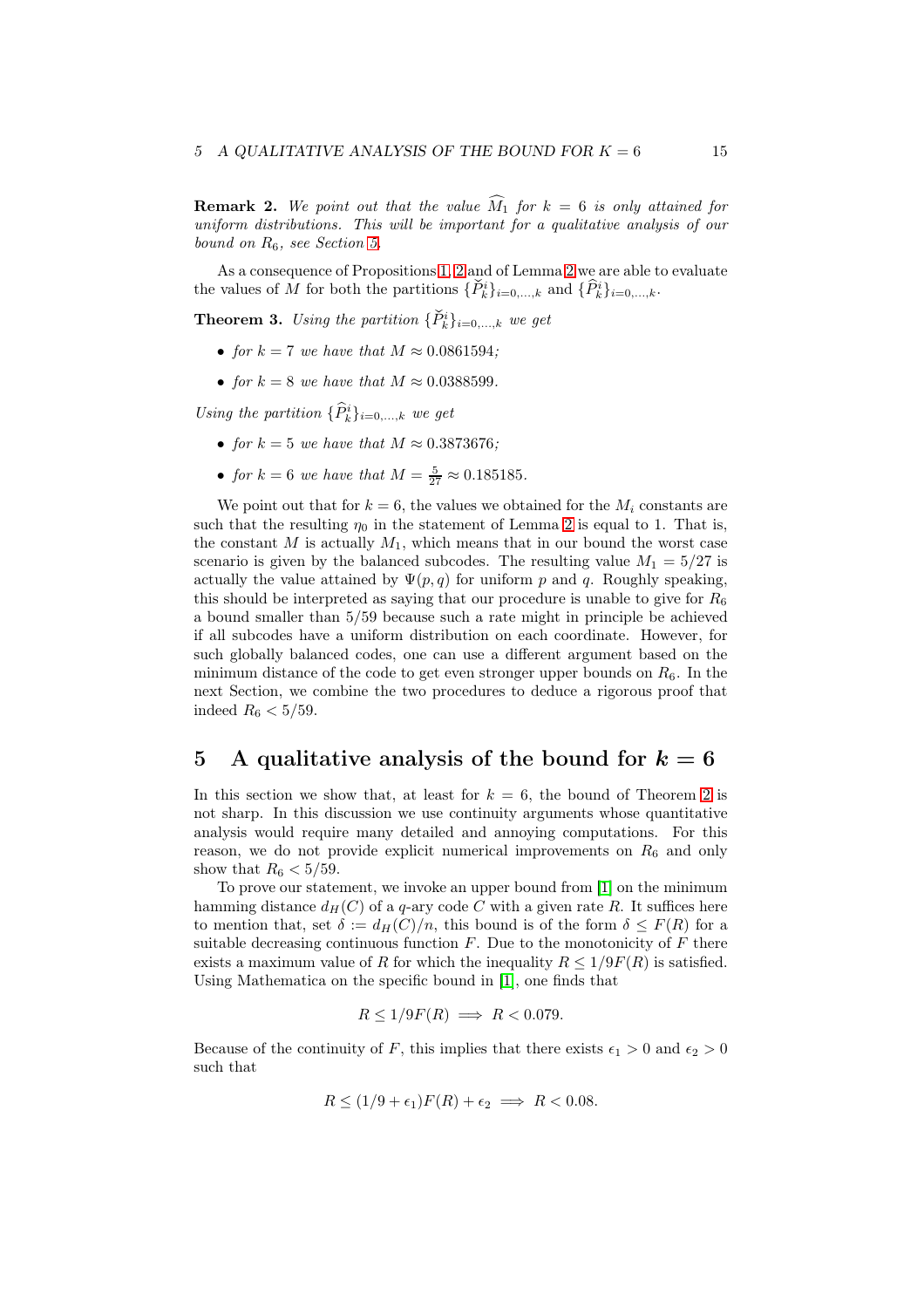**Remark 2.** *We point out that the value $\widehat{M_1}$ for $k = 6$ is only attained for uniform distributions. This will be important for a qualitative analysis of our bound on $R_6$, see Section 5.*

As a consequence of Propositions 1, 2 and of Lemma 2 we are able to evaluate the values of $M$ for both the partitions $\{\check{P}_k^i\}_{i=0,\dots,k}$ and $\{\widehat{P}_k^i\}_{i=0,\dots,k}$.

**Theorem 3.** *Using the partition $\{\check{P}_k^i\}_{i=0,\dots,k}$ we get*

- *for $k = 7$ we have that $M \approx 0.0861594$;*
- *for $k = 8$ we have that $M \approx 0.0388599$.*

*Using the partition $\{\widehat{P}_k^i\}_{i=0,\dots,k}$ we get*

- *for $k = 5$ we have that $M \approx 0.3873676$;*
- *for $k = 6$ we have that $M = \frac{5}{27} \approx 0.185185$.*

We point out that for $k = 6$, the values we obtained for the $M_i$ constants are such that the resulting $\eta_0$ in the statement of Lemma 2 is equal to 1. That is, the constant $M$ is actually $M_1$, which means that in our bound the worst case scenario is given by the balanced subcodes. The resulting value $M_1 = 5/27$ is actually the value attained by $\Psi(p, q)$ for uniform $p$ and $q$. Roughly speaking, this should be interpreted as saying that our procedure is unable to give for $R_6$ a bound smaller than $5/59$ because such a rate might in principle be achieved if all subcodes have a uniform distribution on each coordinate. However, for such globally balanced codes, one can use a different argument based on the minimum distance of the code to get even stronger upper bounds on $R_6$. In the next Section, we combine the two procedures to deduce a rigorous proof that indeed $R_6 < 5/59$.

# 5 A qualitative analysis of the bound for $k = 6$

In this section we show that, at least for $k = 6$, the bound of Theorem 2 is not sharp. In this discussion we use continuity arguments whose quantitative analysis would require many detailed and annoying computations. For this reason, we do not provide explicit numerical improvements on $R_6$ and only show that $R_6 < 5/59$.

To prove our statement, we invoke an upper bound from [1] on the minimum hamming distance $d_H(C)$ of a $q$-ary code $C$ with a given rate $R$. It suffices here to mention that, set $\delta := d_H(C)/n$, this bound is of the form $\delta \leq F(R)$ for a suitable decreasing continuous function $F$. Due to the monotonicity of $F$ there exists a maximum value of $R$ for which the inequality $R \leq 1/9F(R)$ is satisfied. Using Mathematica on the specific bound in [1], one finds that

$$R \leq 1/9F(R) \implies R < 0.079.$$

Because of the continuity of $F$, this implies that there exists $\epsilon_1 > 0$ and $\epsilon_2 > 0$ such that

$$R \leq (1/9 + \epsilon_1)F(R) + \epsilon_2 \implies R < 0.08.$$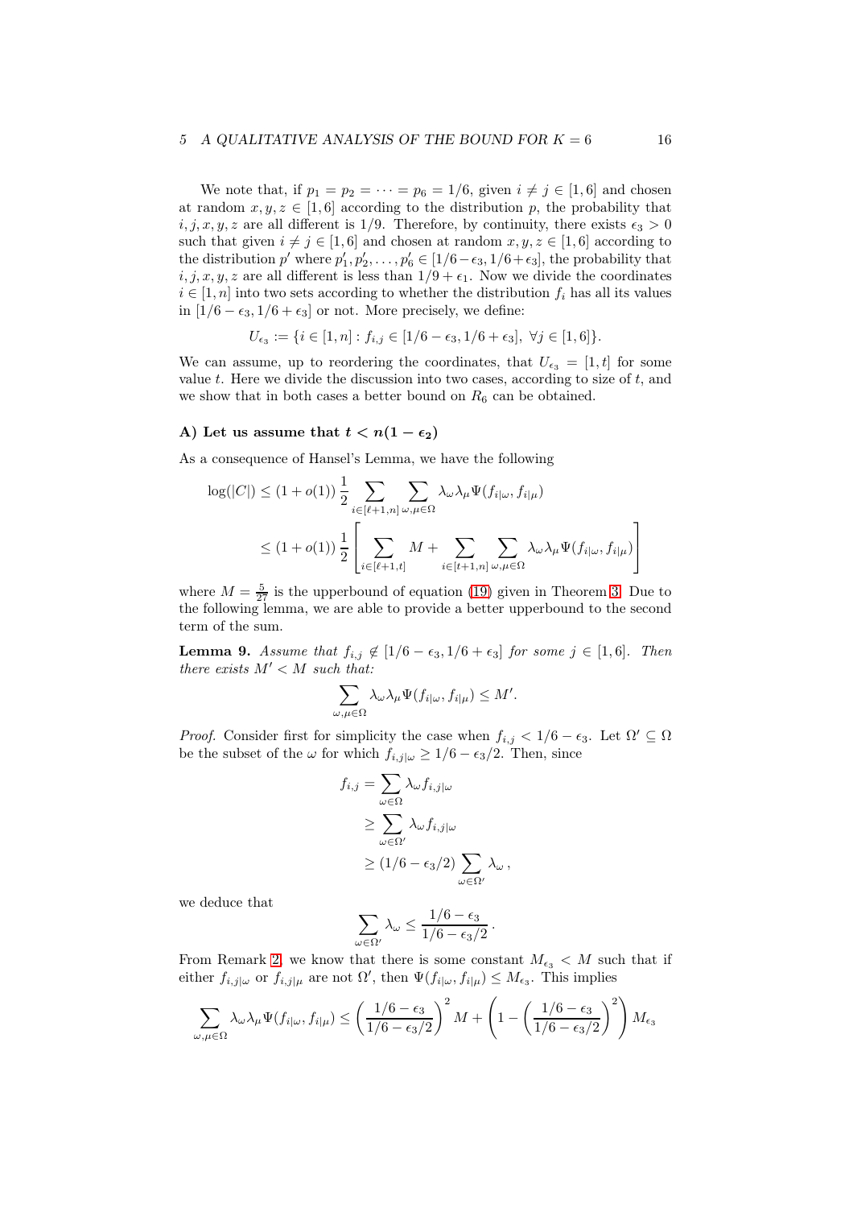We note that, if $p_1 = p_2 = \cdots = p_6 = 1/6$, given $i \neq j \in [1,6]$ and chosen at random $x, y, z \in [1,6]$ according to the distribution $p$, the probability that $i, j, x, y, z$ are all different is $1/9$. Therefore, by continuity, there exists $\epsilon_3 > 0$ such that given $i \neq j \in [1,6]$ and chosen at random $x, y, z \in [1,6]$ according to the distribution $p'$ where $p'_1, p'_2, \ldots, p'_6 \in [1/6 - \epsilon_3, 1/6 + \epsilon_3]$, the probability that $i, j, x, y, z$ are all different is less than $1/9 + \epsilon_1$. Now we divide the coordinates $i \in [1,n]$ into two sets according to whether the distribution $f_i$ has all its values in $[1/6 - \epsilon_3, 1/6 + \epsilon_3]$ or not. More precisely, we define:

$$U_{\epsilon_3} := \{i \in [1,n] : f_{i,j} \in [1/6 - \epsilon_3, 1/6 + \epsilon_3],\ \forall j \in [1,6]\}.$$

We can assume, up to reordering the coordinates, that $U_{\epsilon_3} = [1,t]$ for some value $t$. Here we divide the discussion into two cases, according to size of $t$, and we show that in both cases a better bound on $R_6$ can be obtained.

**A) Let us assume that $t < n(1 - \epsilon_2)$**

As a consequence of Hansel's Lemma, we have the following

$$\begin{aligned}
\log(|C|) &\leq (1 + o(1))\, \frac{1}{2} \sum_{i \in [\ell+1,n]} \sum_{\omega,\mu \in \Omega} \lambda_\omega \lambda_\mu \Psi(f_{i|\omega}, f_{i|\mu}) \\
&\leq (1 + o(1))\, \frac{1}{2} \left[ \sum_{i \in [\ell+1,t]} M + \sum_{i \in [t+1,n]} \sum_{\omega,\mu \in \Omega} \lambda_\omega \lambda_\mu \Psi(f_{i|\omega}, f_{i|\mu}) \right]
\end{aligned}$$

where $M = \frac{5}{27}$ is the upperbound of equation (19) given in Theorem 3. Due to the following lemma, we are able to provide a better upperbound to the second term of the sum.

**Lemma 9.** *Assume that $f_{i,j} \notin [1/6 - \epsilon_3, 1/6 + \epsilon_3]$ for some $j \in [1,6]$. Then there exists $M' < M$ such that:*

$$\sum_{\omega,\mu \in \Omega} \lambda_\omega \lambda_\mu \Psi(f_{i|\omega}, f_{i|\mu}) \leq M'.$$

*Proof.* Consider first for simplicity the case when $f_{i,j} < 1/6 - \epsilon_3$. Let $\Omega' \subseteq \Omega$ be the subset of the $\omega$ for which $f_{i,j|\omega} \geq 1/6 - \epsilon_3/2$. Then, since

$$\begin{aligned}
f_{i,j} &= \sum_{\omega \in \Omega} \lambda_\omega f_{i,j|\omega} \\
&\geq \sum_{\omega \in \Omega'} \lambda_\omega f_{i,j|\omega} \\
&\geq (1/6 - \epsilon_3/2) \sum_{\omega \in \Omega'} \lambda_\omega\,,
\end{aligned}$$

we deduce that

$$\sum_{\omega \in \Omega'} \lambda_\omega \leq \frac{1/6 - \epsilon_3}{1/6 - \epsilon_3/2}\,.$$

From Remark 2, we know that there is some constant $M_{\epsilon_3} < M$ such that if either $f_{i,j|\omega}$ or $f_{i,j|\mu}$ are not $\Omega'$, then $\Psi(f_{i|\omega}, f_{i|\mu}) \leq M_{\epsilon_3}$. This implies

$$\sum_{\omega,\mu \in \Omega} \lambda_\omega \lambda_\mu \Psi(f_{i|\omega}, f_{i|\mu}) \leq \left( \frac{1/6 - \epsilon_3}{1/6 - \epsilon_3/2} \right)^2 M + \left( 1 - \left( \frac{1/6 - \epsilon_3}{1/6 - \epsilon_3/2} \right)^2 \right) M_{\epsilon_3}$$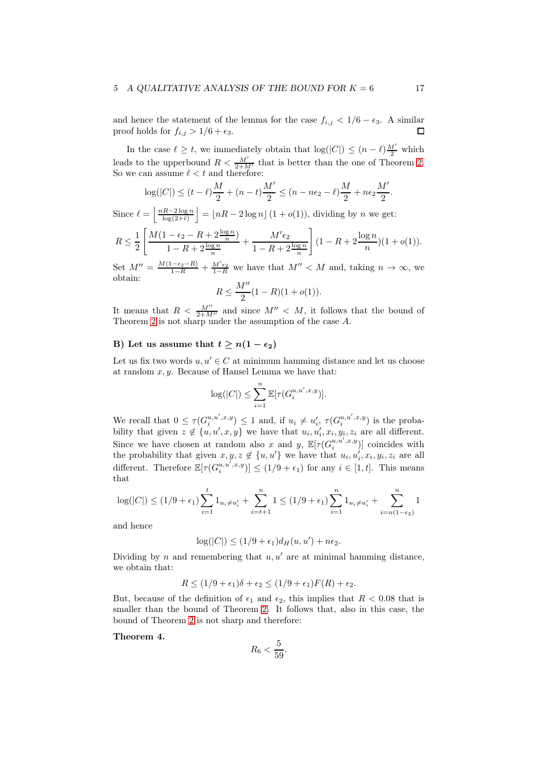and hence the statement of the lemma for the case $f_{i,j} < 1/6 - \epsilon_3$. A similar proof holds for $f_{i,j} > 1/6 + \epsilon_3$. □

In the case $\ell \geq t$, we immediately obtain that $\log(|C|) \leq (n-\ell)\frac{M'}{2}$ which leads to the upperbound $R < \frac{M'}{2+M'}$ that is better than the one of Theorem 2. So we can assume $\ell < t$ and therefore:

$$\log(|C|) \leq (t-\ell)\frac{M}{2} + (n-t)\frac{M'}{2} \leq (n - n\epsilon_2 - \ell)\frac{M}{2} + n\epsilon_2\frac{M'}{2}.$$

Since $\ell = \left\lfloor \frac{nR - 2\log n}{\log(2+\bar{\epsilon})} \right\rfloor = \lfloor nR - 2\log n \rfloor (1 + o(1))$, dividing by $n$ we get:

$$R \leq \frac{1}{2}\left[\frac{M(1-\epsilon_2 - R + 2\frac{\log n}{n})}{1 - R + 2\frac{\log n}{n}} + \frac{M'\epsilon_2}{1 - R + 2\frac{\log n}{n}}\right](1 - R + 2\frac{\log n}{n})(1 + o(1)).$$

Set $M'' = \frac{M(1-\epsilon_2-R)}{1-R} + \frac{M'\epsilon_2}{1-R}$ we have that $M'' < M$ and, taking $n \to \infty$, we obtain:

$$R \leq \frac{M''}{2}(1-R)(1+o(1)).$$

It means that $R < \frac{M''}{2+M''}$ and since $M'' < M$, it follows that the bound of Theorem 2 is not sharp under the assumption of the case $A$.

### B) Let us assume that $t \geq n(1-\epsilon_2)$

Let us fix two words $u, u' \in C$ at minimum hamming distance and let us choose at random $x, y$. Because of Hansel Lemma we have that:

$$\log(|C|) \leq \sum_{i=1}^{n} \mathbb{E}[\tau(G_i^{u,u',x,y})].$$

We recall that $0 \leq \tau(G_i^{u,u',x,y}) \leq 1$ and, if $u_i \neq u'_i$, $\tau(G_i^{u,u',x,y})$ is the probability that given $z \notin \{u, u', x, y\}$ we have that $u_i, u'_i, x_i, y_i, z_i$ are all different. Since we have chosen at random also $x$ and $y$, $\mathbb{E}[\tau(G_i^{u,u',x,y})]$ coincides with the probability that given $x, y, z \notin \{u, u'\}$ we have that $u_i, u'_i, x_i, y_i, z_i$ are all different. Therefore $\mathbb{E}[\tau(G_i^{u,u',x,y})] \leq (1/9 + \epsilon_1)$ for any $i \in [1, t]$. This means that

$$\log(|C|) \leq (1/9 + \epsilon_1)\sum_{i=1}^{t} 1_{u_i \neq u'_i} + \sum_{i=t+1}^{n} 1 \leq (1/9 + \epsilon_1)\sum_{i=1}^{n} 1_{u_i \neq u'_i} + \sum_{i=n(1-\epsilon_2)}^{n} 1$$

and hence

$$\log(|C|) \leq (1/9 + \epsilon_1)d_H(u, u') + n\epsilon_2.$$

Dividing by $n$ and remembering that $u, u'$ are at minimal hamming distance, we obtain that:

$$R \leq (1/9 + \epsilon_1)\delta + \epsilon_2 \leq (1/9 + \epsilon_1)F(R) + \epsilon_2.$$

But, because of the definition of $\epsilon_1$ and $\epsilon_2$, this implies that $R < 0.08$ that is smaller than the bound of Theorem 2. It follows that, also in this case, the bound of Theorem 2 is not sharp and therefore:

**Theorem 4.**

$$R_6 < \frac{5}{59}.$$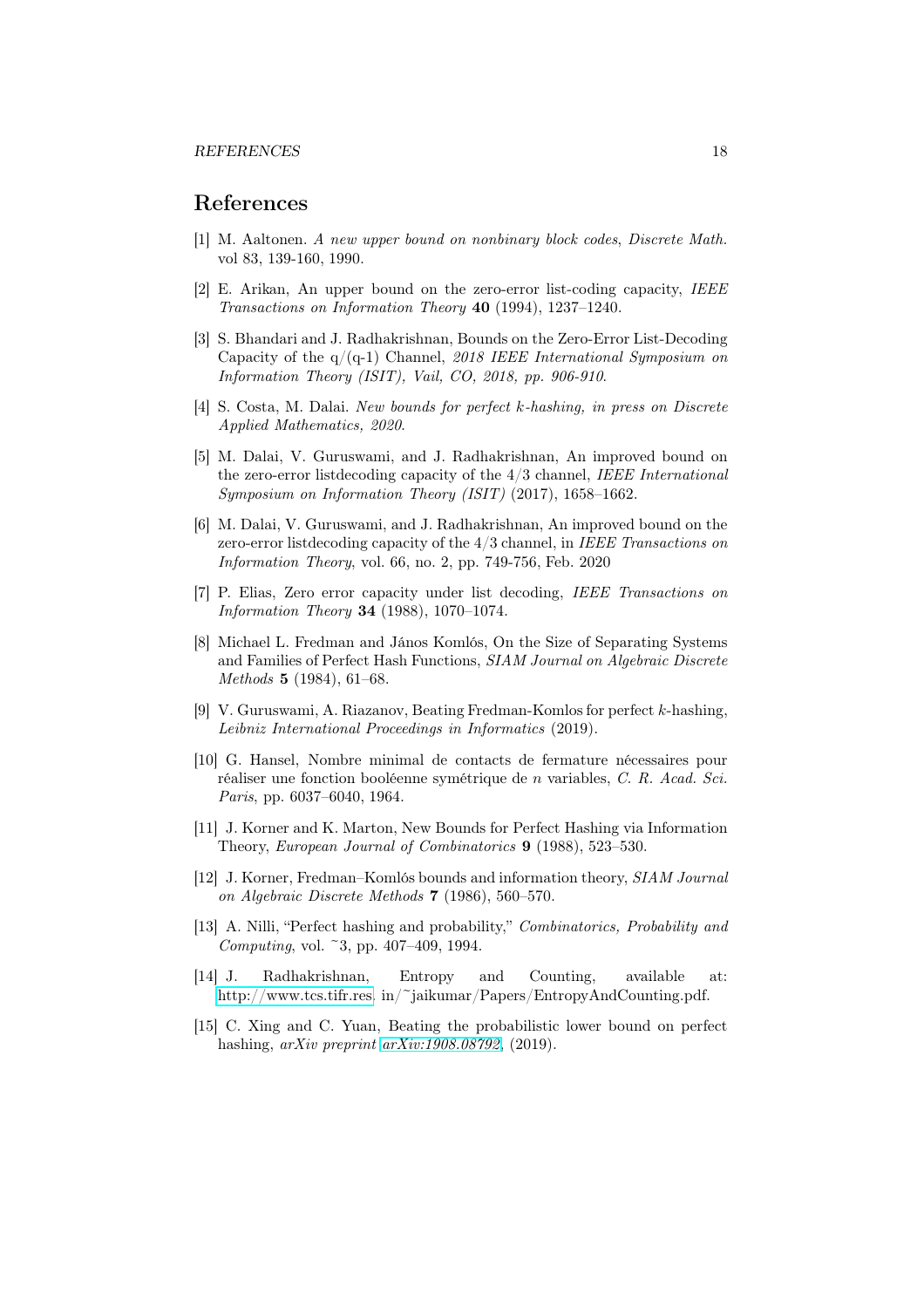# References

[1] M. Aaltonen. *A new upper bound on nonbinary block codes*, *Discrete Math.* vol 83, 139-160, 1990.

[2] E. Arikan, An upper bound on the zero-error list-coding capacity, *IEEE Transactions on Information Theory* **40** (1994), 1237–1240.

[3] S. Bhandari and J. Radhakrishnan, Bounds on the Zero-Error List-Decoding Capacity of the q/(q-1) Channel, *2018 IEEE International Symposium on Information Theory (ISIT), Vail, CO, 2018, pp. 906-910*.

[4] S. Costa, M. Dalai. *New bounds for perfect $k$-hashing, in press on Discrete Applied Mathematics, 2020*.

[5] M. Dalai, V. Guruswami, and J. Radhakrishnan, An improved bound on the zero-error listdecoding capacity of the 4/3 channel, *IEEE International Symposium on Information Theory (ISIT)* (2017), 1658–1662.

[6] M. Dalai, V. Guruswami, and J. Radhakrishnan, An improved bound on the zero-error listdecoding capacity of the 4/3 channel, in *IEEE Transactions on Information Theory*, vol. 66, no. 2, pp. 749-756, Feb. 2020

[7] P. Elias, Zero error capacity under list decoding, *IEEE Transactions on Information Theory* **34** (1988), 1070–1074.

[8] Michael L. Fredman and János Komlós, On the Size of Separating Systems and Families of Perfect Hash Functions, *SIAM Journal on Algebraic Discrete Methods* **5** (1984), 61–68.

[9] V. Guruswami, A. Riazanov, Beating Fredman-Komlos for perfect $k$-hashing, *Leibniz International Proceedings in Informatics* (2019).

[10] G. Hansel, Nombre minimal de contacts de fermature nécessaires pour réaliser une fonction booléenne symétrique de $n$ variables, *C. R. Acad. Sci. Paris*, pp. 6037–6040, 1964.

[11] J. Korner and K. Marton, New Bounds for Perfect Hashing via Information Theory, *European Journal of Combinatorics* **9** (1988), 523–530.

[12] J. Korner, Fredman–Komlós bounds and information theory, *SIAM Journal on Algebraic Discrete Methods* **7** (1986), 560–570.

[13] A. Nilli, "Perfect hashing and probability," *Combinatorics, Probability and Computing*, vol. ~3, pp. 407–409, 1994.

[14] J. Radhakrishnan, Entropy and Counting, available at: http://www.tcs.tifr.res. in/~jaikumar/Papers/EntropyAndCounting.pdf.

[15] C. Xing and C. Yuan, Beating the probabilistic lower bound on perfect hashing, *arXiv preprint arXiv:1908.08792*, (2019).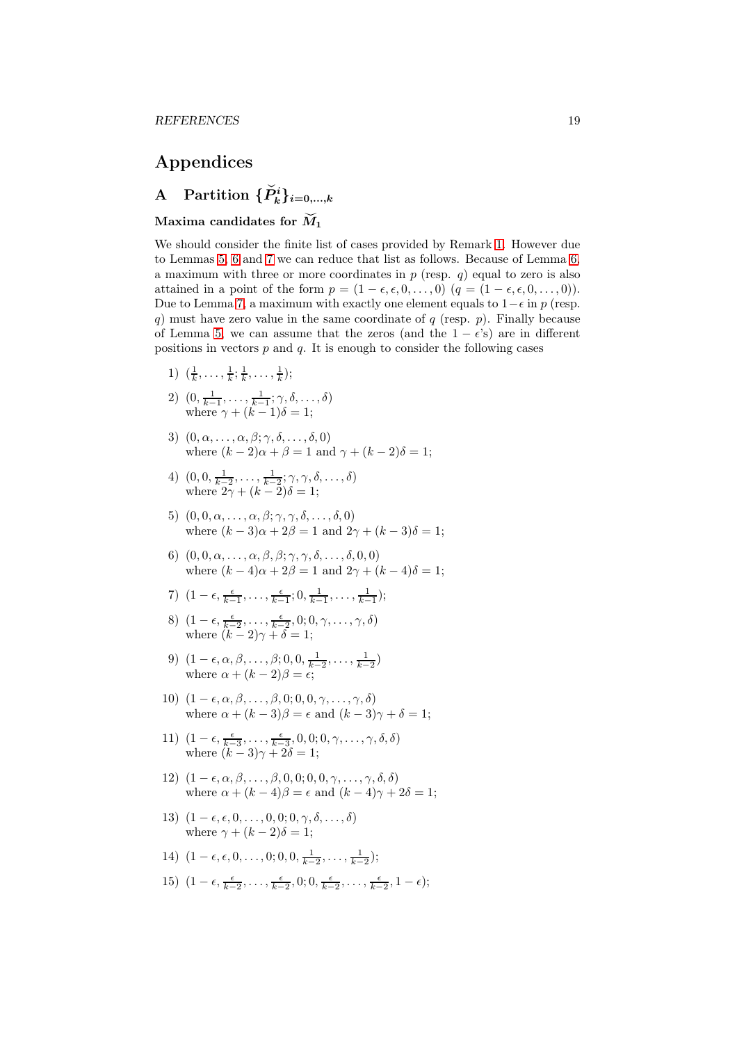# Appendices

## A Partition $\{\breve{P}_k^i\}_{i=0,\ldots,k}$

### Maxima candidates for $\breve{M}_1$

We should consider the finite list of cases provided by Remark 1. However due to Lemmas 5, 6 and 7 we can reduce that list as follows. Because of Lemma 6, a maximum with three or more coordinates in $p$ (resp. $q$) equal to zero is also attained in a point of the form $p = (1-\epsilon, \epsilon, 0, \ldots, 0)$ ($q = (1-\epsilon, \epsilon, 0, \ldots, 0)$). Due to Lemma 7, a maximum with exactly one element equals to $1-\epsilon$ in $p$ (resp. $q$) must have zero value in the same coordinate of $q$ (resp. $p$). Finally because of Lemma 5, we can assume that the zeros (and the $1-\epsilon$'s) are in different positions in vectors $p$ and $q$. It is enough to consider the following cases

1) $(\frac{1}{k}, \ldots, \frac{1}{k}; \frac{1}{k}, \ldots, \frac{1}{k})$;

2) $(0, \frac{1}{k-1}, \ldots, \frac{1}{k-1}; \gamma, \delta, \ldots, \delta)$
   where $\gamma + (k-1)\delta = 1$;

3) $(0, \alpha, \ldots, \alpha, \beta; \gamma, \delta, \ldots, \delta, 0)$
   where $(k-2)\alpha + \beta = 1$ and $\gamma + (k-2)\delta = 1$;

4) $(0, 0, \frac{1}{k-2}, \ldots, \frac{1}{k-2}; \gamma, \gamma, \delta, \ldots, \delta)$
   where $2\gamma + (k-2)\delta = 1$;

5) $(0, 0, \alpha, \ldots, \alpha, \beta; \gamma, \gamma, \delta, \ldots, \delta, 0)$
   where $(k-3)\alpha + 2\beta = 1$ and $2\gamma + (k-3)\delta = 1$;

6) $(0, 0, \alpha, \ldots, \alpha, \beta, \beta; \gamma, \gamma, \delta, \ldots, \delta, 0, 0)$
   where $(k-4)\alpha + 2\beta = 1$ and $2\gamma + (k-4)\delta = 1$;

7) $(1-\epsilon, \frac{\epsilon}{k-1}, \ldots, \frac{\epsilon}{k-1}; 0, \frac{1}{k-1}, \ldots, \frac{1}{k-1})$;

8) $(1-\epsilon, \frac{\epsilon}{k-2}, \ldots, \frac{\epsilon}{k-2}, 0; 0, \gamma, \ldots, \gamma, \delta)$
   where $(k-2)\gamma + \delta = 1$;

9) $(1-\epsilon, \alpha, \beta, \ldots, \beta; 0, 0, \frac{1}{k-2}, \ldots, \frac{1}{k-2})$
   where $\alpha + (k-2)\beta = \epsilon$;

10) $(1-\epsilon, \alpha, \beta, \ldots, \beta, 0; 0, 0, \gamma, \ldots, \gamma, \delta)$
   where $\alpha + (k-3)\beta = \epsilon$ and $(k-3)\gamma + \delta = 1$;

11) $(1-\epsilon, \frac{\epsilon}{k-3}, \ldots, \frac{\epsilon}{k-3}, 0, 0; 0, \gamma, \ldots, \gamma, \delta, \delta)$
   where $(k-3)\gamma + 2\delta = 1$;

12) $(1-\epsilon, \alpha, \beta, \ldots, \beta, 0, 0; 0, 0, \gamma, \ldots, \gamma, \delta, \delta)$
   where $\alpha + (k-4)\beta = \epsilon$ and $(k-4)\gamma + 2\delta = 1$;

13) $(1-\epsilon, \epsilon, 0, \ldots, 0, 0; 0, \gamma, \delta, \ldots, \delta)$
   where $\gamma + (k-2)\delta = 1$;

14) $(1-\epsilon, \epsilon, 0, \ldots, 0; 0, 0, \frac{1}{k-2}, \ldots, \frac{1}{k-2})$;

15) $(1-\epsilon, \frac{\epsilon}{k-2}, \ldots, \frac{\epsilon}{k-2}, 0; 0, \frac{\epsilon}{k-2}, \ldots, \frac{\epsilon}{k-2}, 1-\epsilon)$;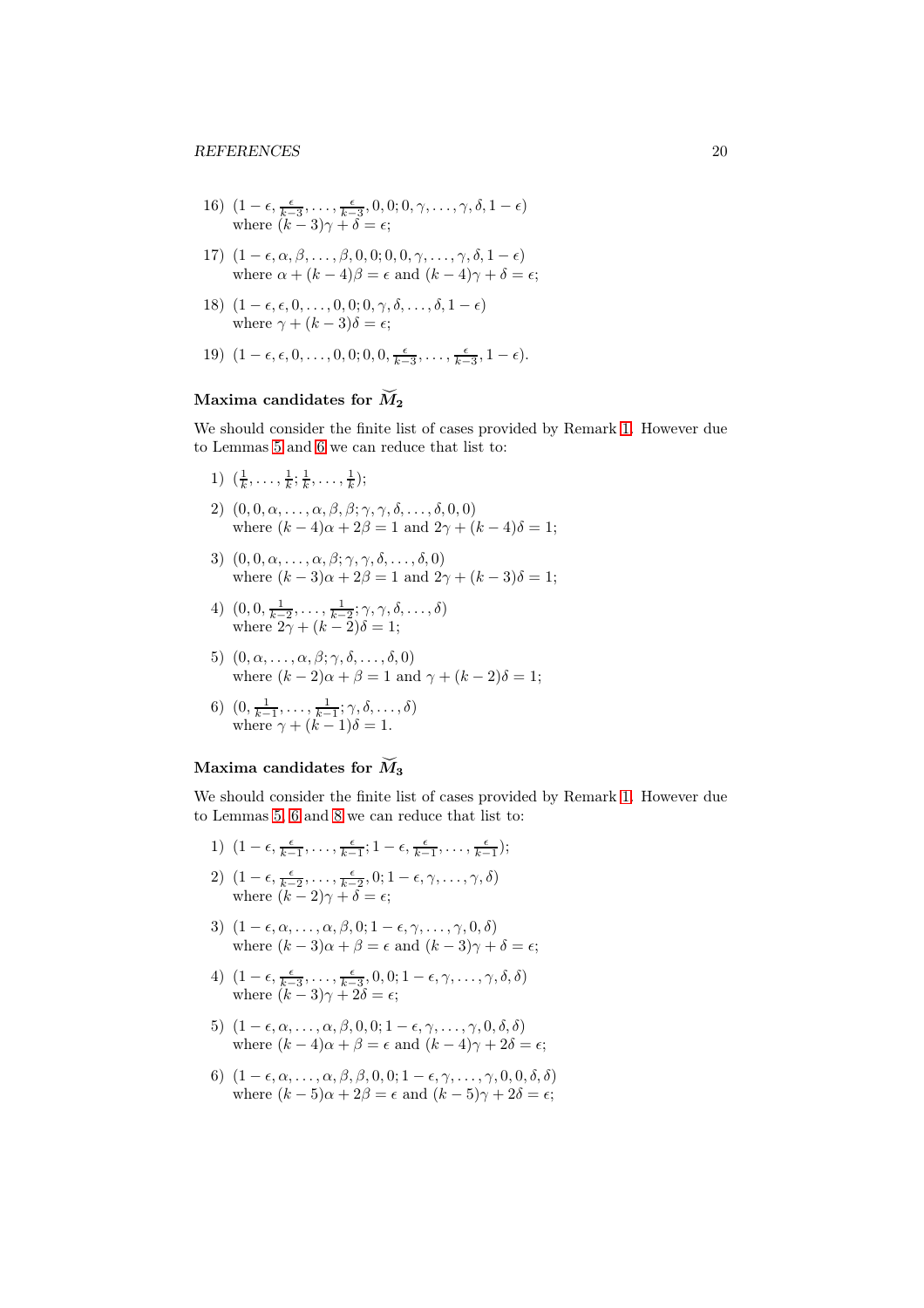16) $(1-\epsilon, \frac{\epsilon}{k-3}, \ldots, \frac{\epsilon}{k-3}, 0, 0; 0, \gamma, \ldots, \gamma, \delta, 1-\epsilon)$
where $(k-3)\gamma + \delta = \epsilon$;

17) $(1-\epsilon, \alpha, \beta, \ldots, \beta, 0, 0; 0, 0, \gamma, \ldots, \gamma, \delta, 1-\epsilon)$
where $\alpha + (k-4)\beta = \epsilon$ and $(k-4)\gamma + \delta = \epsilon$;

18) $(1-\epsilon, \epsilon, 0, \ldots, 0, 0; 0, \gamma, \delta, \ldots, \delta, 1-\epsilon)$
where $\gamma + (k-3)\delta = \epsilon$;

19) $(1-\epsilon, \epsilon, 0, \ldots, 0, 0; 0, 0, \frac{\epsilon}{k-3}, \ldots, \frac{\epsilon}{k-3}, 1-\epsilon)$.

### Maxima candidates for $\breve{M}_2$

We should consider the finite list of cases provided by Remark 1. However due to Lemmas 5 and 6 we can reduce that list to:

1) $(\frac{1}{k}, \ldots, \frac{1}{k}; \frac{1}{k}, \ldots, \frac{1}{k})$;

2) $(0, 0, \alpha, \ldots, \alpha, \beta, \beta; \gamma, \gamma, \delta, \ldots, \delta, 0, 0)$
where $(k-4)\alpha + 2\beta = 1$ and $2\gamma + (k-4)\delta = 1$;

3) $(0, 0, \alpha, \ldots, \alpha, \beta; \gamma, \gamma, \delta, \ldots, \delta, 0)$
where $(k-3)\alpha + 2\beta = 1$ and $2\gamma + (k-3)\delta = 1$;

4) $(0, 0, \frac{1}{k-2}, \ldots, \frac{1}{k-2}; \gamma, \gamma, \delta, \ldots, \delta)$
where $2\gamma + (k-2)\delta = 1$;

5) $(0, \alpha, \ldots, \alpha, \beta; \gamma, \delta, \ldots, \delta, 0)$
where $(k-2)\alpha + \beta = 1$ and $\gamma + (k-2)\delta = 1$;

6) $(0, \frac{1}{k-1}, \ldots, \frac{1}{k-1}; \gamma, \delta, \ldots, \delta)$
where $\gamma + (k-1)\delta = 1$.

### Maxima candidates for $\breve{M}_3$

We should consider the finite list of cases provided by Remark 1. However due to Lemmas 5, 6 and 8 we can reduce that list to:

1) $(1-\epsilon, \frac{\epsilon}{k-1}, \ldots, \frac{\epsilon}{k-1}; 1-\epsilon, \frac{\epsilon}{k-1}, \ldots, \frac{\epsilon}{k-1})$;

2) $(1-\epsilon, \frac{\epsilon}{k-2}, \ldots, \frac{\epsilon}{k-2}, 0; 1-\epsilon, \gamma, \ldots, \gamma, \delta)$
where $(k-2)\gamma + \delta = \epsilon$;

3) $(1-\epsilon, \alpha, \ldots, \alpha, \beta, 0; 1-\epsilon, \gamma, \ldots, \gamma, 0, \delta)$
where $(k-3)\alpha + \beta = \epsilon$ and $(k-3)\gamma + \delta = \epsilon$;

4) $(1-\epsilon, \frac{\epsilon}{k-3}, \ldots, \frac{\epsilon}{k-3}, 0, 0; 1-\epsilon, \gamma, \ldots, \gamma, \delta, \delta)$
where $(k-3)\gamma + 2\delta = \epsilon$;

5) $(1-\epsilon, \alpha, \ldots, \alpha, \beta, 0, 0; 1-\epsilon, \gamma, \ldots, \gamma, 0, \delta, \delta)$
where $(k-4)\alpha + \beta = \epsilon$ and $(k-4)\gamma + 2\delta = \epsilon$;

6) $(1-\epsilon, \alpha, \ldots, \alpha, \beta, \beta, 0, 0; 1-\epsilon, \gamma, \ldots, \gamma, 0, 0, \delta, \delta)$
where $(k-5)\alpha + 2\beta = \epsilon$ and $(k-5)\gamma + 2\delta = \epsilon$;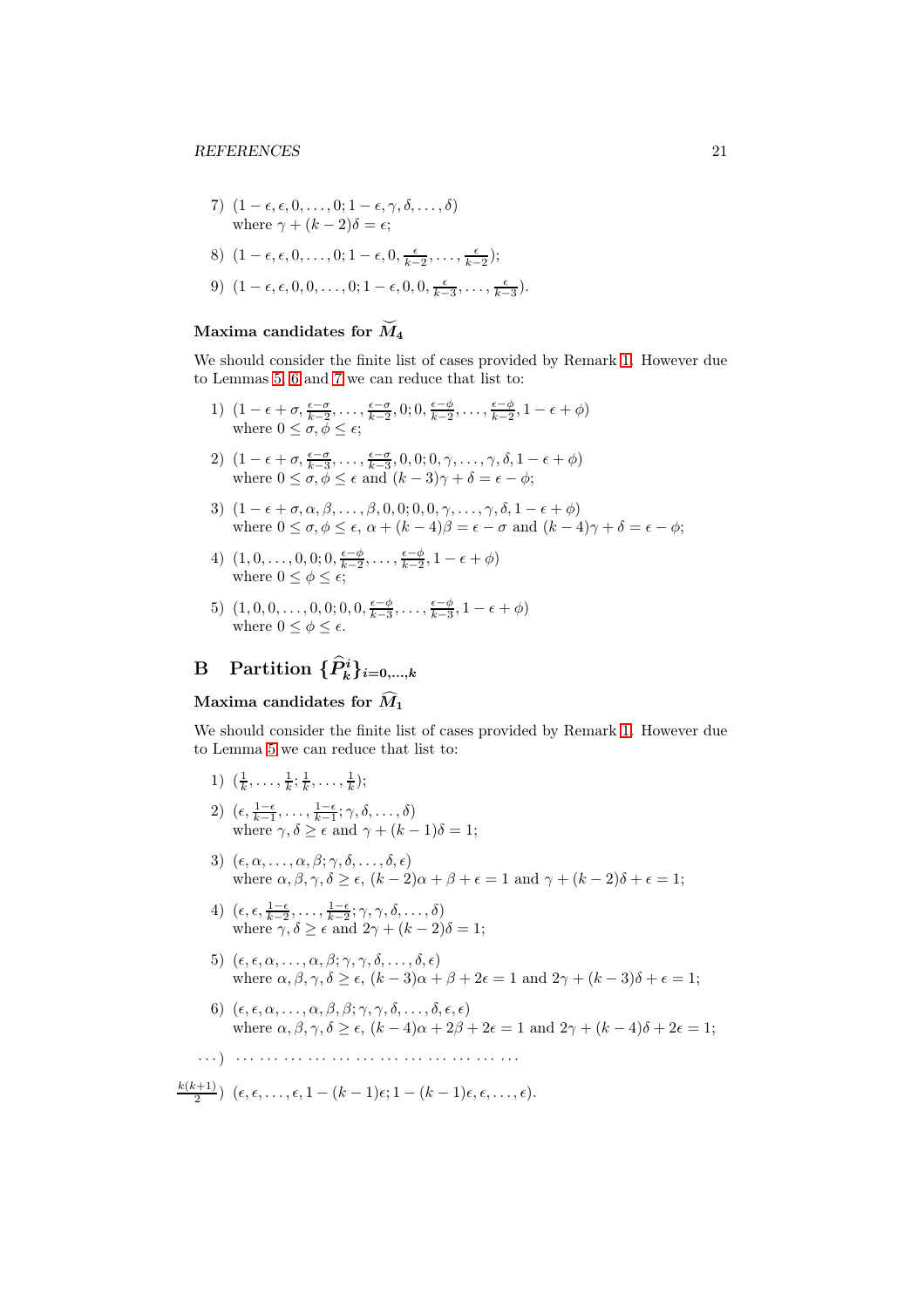7) $(1-\epsilon, \epsilon, 0, \dots, 0; 1-\epsilon, \gamma, \delta, \dots, \delta)$
   where $\gamma + (k-2)\delta = \epsilon$;

8) $(1-\epsilon, \epsilon, 0, \dots, 0; 1-\epsilon, 0, \frac{\epsilon}{k-2}, \dots, \frac{\epsilon}{k-2})$;

9) $(1-\epsilon, \epsilon, 0, 0, \dots, 0; 1-\epsilon, 0, 0, \frac{\epsilon}{k-3}, \dots, \frac{\epsilon}{k-3})$.

### Maxima candidates for $\breve{M}_4$

We should consider the finite list of cases provided by Remark 1. However due to Lemmas 5, 6 and 7 we can reduce that list to:

1) $(1-\epsilon+\sigma, \frac{\epsilon-\sigma}{k-2}, \dots, \frac{\epsilon-\sigma}{k-2}, 0; 0, \frac{\epsilon-\phi}{k-2}, \dots, \frac{\epsilon-\phi}{k-2}, 1-\epsilon+\phi)$
   where $0 \le \sigma, \phi \le \epsilon$;

2) $(1-\epsilon+\sigma, \frac{\epsilon-\sigma}{k-3}, \dots, \frac{\epsilon-\sigma}{k-3}, 0, 0; 0, \gamma, \dots, \gamma, \delta, 1-\epsilon+\phi)$
   where $0 \le \sigma, \phi \le \epsilon$ and $(k-3)\gamma + \delta = \epsilon - \phi$;

3) $(1-\epsilon+\sigma, \alpha, \beta, \dots, \beta, 0, 0; 0, 0, \gamma, \dots, \gamma, \delta, 1-\epsilon+\phi)$
   where $0 \le \sigma, \phi \le \epsilon$, $\alpha + (k-4)\beta = \epsilon - \sigma$ and $(k-4)\gamma + \delta = \epsilon - \phi$;

4) $(1, 0, \dots, 0, 0; 0, \frac{\epsilon-\phi}{k-2}, \dots, \frac{\epsilon-\phi}{k-2}, 1-\epsilon+\phi)$
   where $0 \le \phi \le \epsilon$;

5) $(1, 0, 0, \dots, 0, 0; 0, 0, \frac{\epsilon-\phi}{k-3}, \dots, \frac{\epsilon-\phi}{k-3}, 1-\epsilon+\phi)$
   where $0 \le \phi \le \epsilon$.

## B Partition $\{\widehat{P}_k^i\}_{i=0,\dots,k}$

### Maxima candidates for $\widehat{M}_1$

We should consider the finite list of cases provided by Remark 1. However due to Lemma 5 we can reduce that list to:

1) $(\frac{1}{k}, \dots, \frac{1}{k}; \frac{1}{k}, \dots, \frac{1}{k})$;

2) $(\epsilon, \frac{1-\epsilon}{k-1}, \dots, \frac{1-\epsilon}{k-1}; \gamma, \delta, \dots, \delta)$
   where $\gamma, \delta \ge \epsilon$ and $\gamma + (k-1)\delta = 1$;

3) $(\epsilon, \alpha, \dots, \alpha, \beta; \gamma, \delta, \dots, \delta, \epsilon)$
   where $\alpha, \beta, \gamma, \delta \ge \epsilon$, $(k-2)\alpha + \beta + \epsilon = 1$ and $\gamma + (k-2)\delta + \epsilon = 1$;

4) $(\epsilon, \epsilon, \frac{1-\epsilon}{k-2}, \dots, \frac{1-\epsilon}{k-2}; \gamma, \gamma, \delta, \dots, \delta)$
   where $\gamma, \delta \ge \epsilon$ and $2\gamma + (k-2)\delta = 1$;

5) $(\epsilon, \epsilon, \alpha, \dots, \alpha, \beta; \gamma, \gamma, \delta, \dots, \delta, \epsilon)$
   where $\alpha, \beta, \gamma, \delta \ge \epsilon$, $(k-3)\alpha + \beta + 2\epsilon = 1$ and $2\gamma + (k-3)\delta + \epsilon = 1$;

6) $(\epsilon, \epsilon, \alpha, \dots, \alpha, \beta, \beta; \gamma, \gamma, \delta, \dots, \delta, \epsilon, \epsilon)$
   where $\alpha, \beta, \gamma, \delta \ge \epsilon$, $(k-4)\alpha + 2\beta + 2\epsilon = 1$ and $2\gamma + (k-4)\delta + 2\epsilon = 1$;

$\dots$) $\dots\dots\dots\dots\dots\dots\dots\dots\dots\dots\dots\dots\dots\dots$

$\frac{k(k+1)}{2}$) $(\epsilon, \epsilon, \dots, \epsilon, 1-(k-1)\epsilon; 1-(k-1)\epsilon, \epsilon, \dots, \epsilon)$.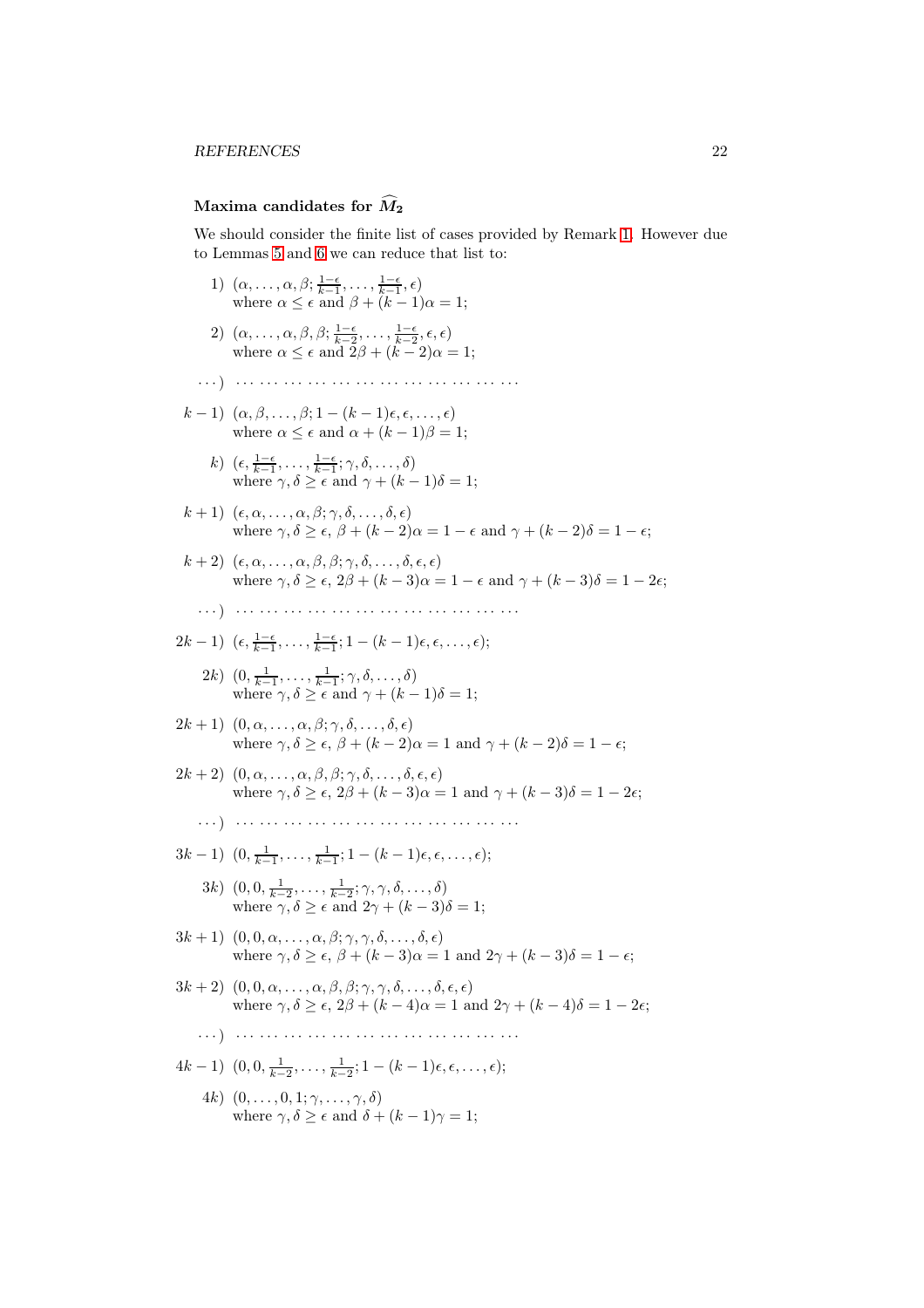**Maxima candidates for $\widehat{M_2}$**

We should consider the finite list of cases provided by Remark 1. However due to Lemmas 5 and 6 we can reduce that list to:

1) $(\alpha, \ldots, \alpha, \beta; \frac{1-\epsilon}{k-1}, \ldots, \frac{1-\epsilon}{k-1}, \epsilon)$
where $\alpha \leq \epsilon$ and $\beta + (k-1)\alpha = 1$;

2) $(\alpha, \ldots, \alpha, \beta, \beta; \frac{1-\epsilon}{k-2}, \ldots, \frac{1-\epsilon}{k-2}, \epsilon, \epsilon)$
where $\alpha \leq \epsilon$ and $2\beta + (k-2)\alpha = 1$;

$\ldots$) $\cdots\cdots\cdots\cdots\cdots\cdots\cdots\cdots\cdots\cdots\cdots\cdots$

$k-1$) $(\alpha, \beta, \ldots, \beta; 1-(k-1)\epsilon, \epsilon, \ldots, \epsilon)$
where $\alpha \leq \epsilon$ and $\alpha + (k-1)\beta = 1$;

$k$) $(\epsilon, \frac{1-\epsilon}{k-1}, \ldots, \frac{1-\epsilon}{k-1}; \gamma, \delta, \ldots, \delta)$
where $\gamma, \delta \geq \epsilon$ and $\gamma + (k-1)\delta = 1$;

$k+1$) $(\epsilon, \alpha, \ldots, \alpha, \beta; \gamma, \delta, \ldots, \delta, \epsilon)$
where $\gamma, \delta \geq \epsilon$, $\beta + (k-2)\alpha = 1 - \epsilon$ and $\gamma + (k-2)\delta = 1 - \epsilon$;

$k+2$) $(\epsilon, \alpha, \ldots, \alpha, \beta, \beta; \gamma, \delta, \ldots, \delta, \epsilon, \epsilon)$
where $\gamma, \delta \geq \epsilon$, $2\beta + (k-3)\alpha = 1 - \epsilon$ and $\gamma + (k-3)\delta = 1 - 2\epsilon$;

$\ldots$) $\cdots\cdots\cdots\cdots\cdots\cdots\cdots\cdots\cdots\cdots\cdots\cdots$

$2k-1$) $(\epsilon, \frac{1-\epsilon}{k-1}, \ldots, \frac{1-\epsilon}{k-1}; 1-(k-1)\epsilon, \epsilon, \ldots, \epsilon)$;

$2k$) $(0, \frac{1}{k-1}, \ldots, \frac{1}{k-1}; \gamma, \delta, \ldots, \delta)$
where $\gamma, \delta \geq \epsilon$ and $\gamma + (k-1)\delta = 1$;

$2k+1$) $(0, \alpha, \ldots, \alpha, \beta; \gamma, \delta, \ldots, \delta, \epsilon)$
where $\gamma, \delta \geq \epsilon$, $\beta + (k-2)\alpha = 1$ and $\gamma + (k-2)\delta = 1 - \epsilon$;

$2k+2$) $(0, \alpha, \ldots, \alpha, \beta, \beta; \gamma, \delta, \ldots, \delta, \epsilon, \epsilon)$
where $\gamma, \delta \geq \epsilon$, $2\beta + (k-3)\alpha = 1$ and $\gamma + (k-3)\delta = 1 - 2\epsilon$;

$\ldots$) $\cdots\cdots\cdots\cdots\cdots\cdots\cdots\cdots\cdots\cdots\cdots\cdots$

$3k-1$) $(0, \frac{1}{k-1}, \ldots, \frac{1}{k-1}; 1-(k-1)\epsilon, \epsilon, \ldots, \epsilon)$;

$3k$) $(0, 0, \frac{1}{k-2}, \ldots, \frac{1}{k-2}; \gamma, \gamma, \delta, \ldots, \delta)$
where $\gamma, \delta \geq \epsilon$ and $2\gamma + (k-3)\delta = 1$;

$3k+1$) $(0, 0, \alpha, \ldots, \alpha, \beta; \gamma, \gamma, \delta, \ldots, \delta, \epsilon)$
where $\gamma, \delta \geq \epsilon$, $\beta + (k-3)\alpha = 1$ and $2\gamma + (k-3)\delta = 1 - \epsilon$;

$3k+2$) $(0, 0, \alpha, \ldots, \alpha, \beta, \beta; \gamma, \gamma, \delta, \ldots, \delta, \epsilon, \epsilon)$
where $\gamma, \delta \geq \epsilon$, $2\beta + (k-4)\alpha = 1$ and $2\gamma + (k-4)\delta = 1 - 2\epsilon$;

$\ldots$) $\cdots\cdots\cdots\cdots\cdots\cdots\cdots\cdots\cdots\cdots\cdots\cdots$

$4k-1$) $(0, 0, \frac{1}{k-2}, \ldots, \frac{1}{k-2}; 1-(k-1)\epsilon, \epsilon, \ldots, \epsilon)$;

$4k$) $(0, \ldots, 0, 1; \gamma, \ldots, \gamma, \delta)$
where $\gamma, \delta \geq \epsilon$ and $\delta + (k-1)\gamma = 1$;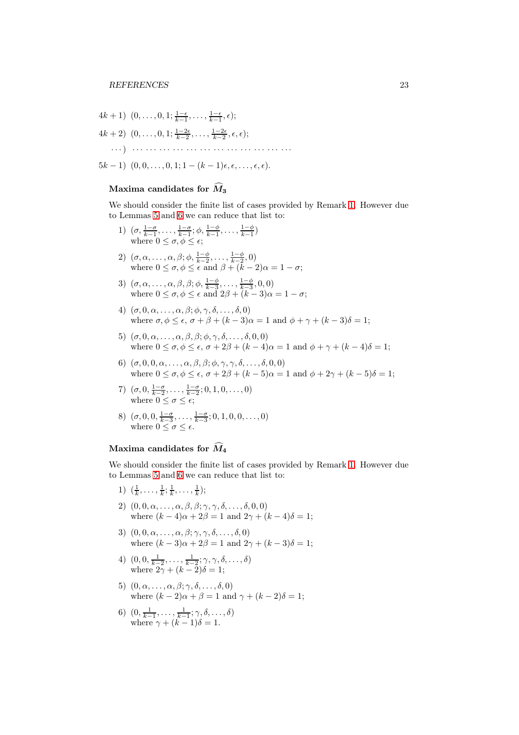$4k+1)$ $(0,\ldots,0,1;\frac{1-\epsilon}{k-1},\ldots,\frac{1-\epsilon}{k-1},\epsilon)$;

$4k+2)$ $(0,\ldots,0,1;\frac{1-2\epsilon}{k-2},\ldots,\frac{1-2\epsilon}{k-2},\epsilon,\epsilon)$;

$\ldots)$ $\cdots\cdots\cdots\cdots\cdots\cdots\cdots\cdots\cdots\cdots\cdots\cdots\cdots$

$5k-1)$ $(0,0,\ldots,0,1;1-(k-1)\epsilon,\epsilon,\ldots,\epsilon,\epsilon)$.

### Maxima candidates for $\widehat{M_3}$

We should consider the finite list of cases provided by Remark 1. However due to Lemmas 5 and 6 we can reduce that list to:

1) $(\sigma,\frac{1-\sigma}{k-1},\ldots,\frac{1-\sigma}{k-1};\phi,\frac{1-\phi}{k-1},\ldots,\frac{1-\phi}{k-1})$
   where $0\leq\sigma,\phi\leq\epsilon$;

2) $(\sigma,\alpha,\ldots,\alpha,\beta;\phi,\frac{1-\phi}{k-2},\ldots,\frac{1-\phi}{k-2},0)$
   where $0\leq\sigma,\phi\leq\epsilon$ and $\beta+(k-2)\alpha=1-\sigma$;

3) $(\sigma,\alpha,\ldots,\alpha,\beta,\beta;\phi,\frac{1-\phi}{k-3},\ldots,\frac{1-\phi}{k-3},0,0)$
   where $0\leq\sigma,\phi\leq\epsilon$ and $2\beta+(k-3)\alpha=1-\sigma$;

4) $(\sigma,0,\alpha,\ldots,\alpha,\beta;\phi,\gamma,\delta,\ldots,\delta,0)$
   where $\sigma,\phi\leq\epsilon$, $\sigma+\beta+(k-3)\alpha=1$ and $\phi+\gamma+(k-3)\delta=1$;

5) $(\sigma,0,\alpha,\ldots,\alpha,\beta,\beta;\phi,\gamma,\delta,\ldots,\delta,0,0)$
   where $0\leq\sigma,\phi\leq\epsilon$, $\sigma+2\beta+(k-4)\alpha=1$ and $\phi+\gamma+(k-4)\delta=1$;

6) $(\sigma,0,0,\alpha,\ldots,\alpha,\beta,\beta;\phi,\gamma,\gamma,\delta,\ldots,\delta,0,0)$
   where $0\leq\sigma,\phi\leq\epsilon$, $\sigma+2\beta+(k-5)\alpha=1$ and $\phi+2\gamma+(k-5)\delta=1$;

7) $(\sigma,0,\frac{1-\sigma}{k-2},\ldots,\frac{1-\sigma}{k-2};0,1,0,\ldots,0)$
   where $0\leq\sigma\leq\epsilon$;

8) $(\sigma,0,0,\frac{1-\sigma}{k-3},\ldots,\frac{1-\sigma}{k-3};0,1,0,0,\ldots,0)$
   where $0\leq\sigma\leq\epsilon$.

### Maxima candidates for $\widehat{M_4}$

We should consider the finite list of cases provided by Remark 1. However due to Lemmas 5 and 6 we can reduce that list to:

1) $(\frac{1}{k},\ldots,\frac{1}{k};\frac{1}{k},\ldots,\frac{1}{k})$;

2) $(0,0,\alpha,\ldots,\alpha,\beta,\beta;\gamma,\gamma,\delta,\ldots,\delta,0,0)$
   where $(k-4)\alpha+2\beta=1$ and $2\gamma+(k-4)\delta=1$;

3) $(0,0,\alpha,\ldots,\alpha,\beta;\gamma,\gamma,\delta,\ldots,\delta,0)$
   where $(k-3)\alpha+2\beta=1$ and $2\gamma+(k-3)\delta=1$;

4) $(0,0,\frac{1}{k-2},\ldots,\frac{1}{k-2};\gamma,\gamma,\delta,\ldots,\delta)$
   where $2\gamma+(k-2)\delta=1$;

5) $(0,\alpha,\ldots,\alpha,\beta;\gamma,\delta,\ldots,\delta,0)$
   where $(k-2)\alpha+\beta=1$ and $\gamma+(k-2)\delta=1$;

6) $(0,\frac{1}{k-1},\ldots,\frac{1}{k-1};\gamma,\delta,\ldots,\delta)$
   where $\gamma+(k-1)\delta=1$.